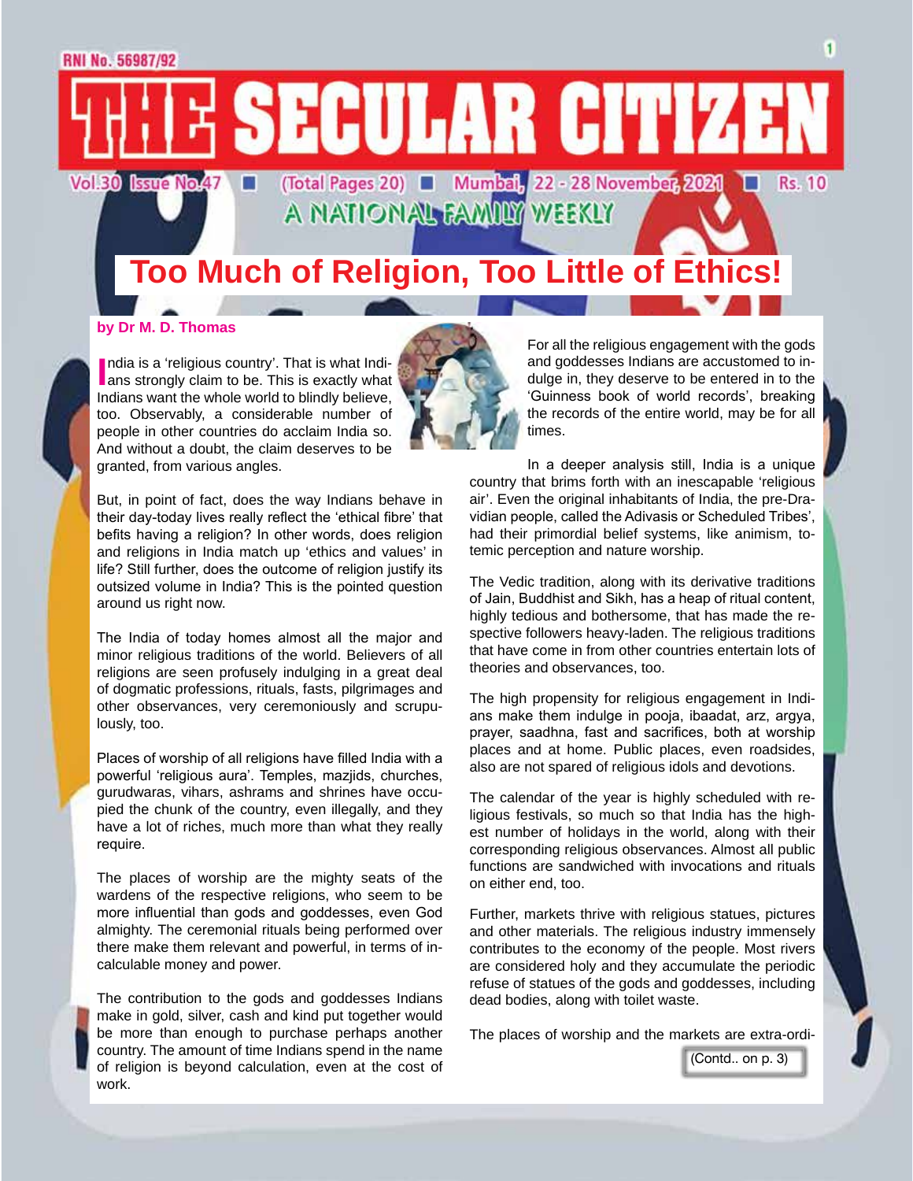RNI No. 56987/92

# THE SECULAR CITIZEN

Vol.30 Issue No.47 ■ (Total Pages 20) ■ Mumbai, 22 - 28 November, 2021 ■ Rs. 10

A NATIONAL FAMILY WEEKLY

## Too Much of Religion, Too Little of Ethics!

**by Dr M. D. Thomas**

India is a 'religious country'. That is what Indians strongly claim to be. This is exactly what Indians want the whole world to blindly believe, too. Observably, a considerable number of people in other countries do acclaim India so. And without a doubt, the claim deserves to be granted, from various angles.

But, in point of fact, does the way Indians behave in their day-today lives really reflect the 'ethical fibre' that befits having a religion? In other words, does religion and religions in India match up 'ethics and values' in life? Still further, does the outcome of religion justify its outsized volume in India? This is the pointed question around us right now.

The India of today homes almost all the major and minor religious traditions of the world. Believers of all religions are seen profusely indulging in a great deal of dogmatic professions, rituals, fasts, pilgrimages and other observances, very ceremoniously and scrupulously, too.

Places of worship of all religions have filled India with a powerful 'religious aura'. Temples, mazjids, churches, gurudwaras, vihars, ashrams and shrines have occupied the chunk of the country, even illegally, and they have a lot of riches, much more than what they really require.

The places of worship are the mighty seats of the wardens of the respective religions, who seem to be more influential than gods and goddesses, even God almighty. The ceremonial rituals being performed over there make them relevant and powerful, in terms of incalculable money and power.

The contribution to the gods and goddesses Indians make in gold, silver, cash and kind put together would be more than enough to purchase perhaps another country. The amount of time Indians spend in the name of religion is beyond calculation, even at the cost of work.

For all the religious engagement with the gods and goddesses Indians are accustomed to indulge in, they deserve to be entered in to the 'Guinness book of world records', breaking the records of the entire world, may be for all times.

In a deeper analysis still, India is a unique country that brims forth with an inescapable 'religious air'. Even the original inhabitants of India, the pre-Dravidian people, called the Adivasis or Scheduled Tribes', had their primordial belief systems, like animism, totemic perception and nature worship.

The Vedic tradition, along with its derivative traditions of Jain, Buddhist and Sikh, has a heap of ritual content, highly tedious and bothersome, that has made the respective followers heavy-laden. The religious traditions that have come in from other countries entertain lots of theories and observances, too.

The high propensity for religious engagement in Indians make them indulge in pooja, ibaadat, arz, argya, prayer, saadhna, fast and sacrifices, both at worship places and at home. Public places, even roadsides, also are not spared of religious idols and devotions.

The calendar of the year is highly scheduled with religious festivals, so much so that India has the highest number of holidays in the world, along with their corresponding religious observances. Almost all public functions are sandwiched with invocations and rituals on either end, too.

Further, markets thrive with religious statues, pictures and other materials. The religious industry immensely contributes to the economy of the people. Most rivers are considered holy and they accumulate the periodic refuse of statues of the gods and goddesses, including dead bodies, along with toilet waste.

The places of worship and the markets are extra-ordi-

(Contd.. on p. 3)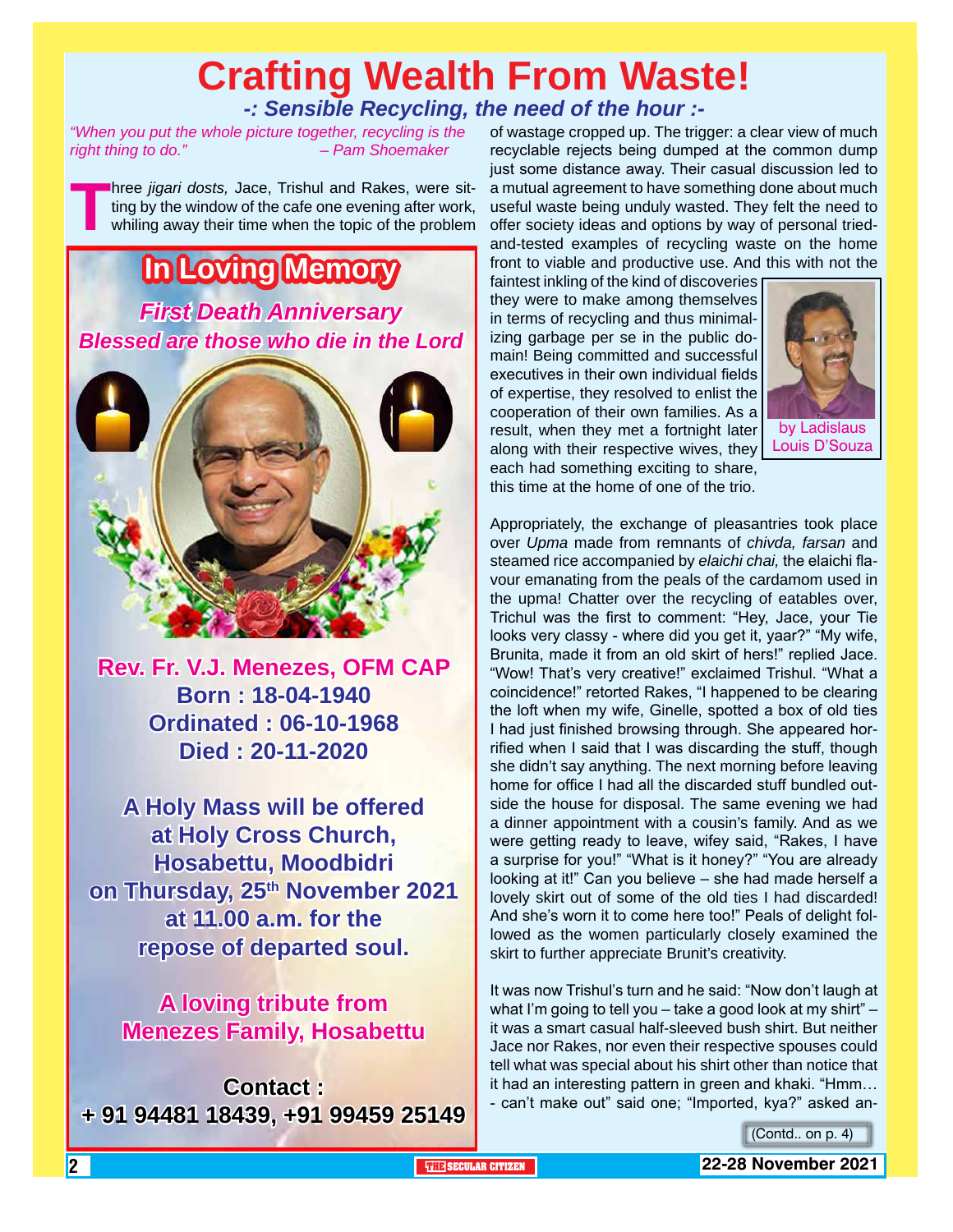# Crafting Wealth From Waste!

### -: Sensible Recycling, the need of the hour :-

*"When you put the whole picture together, recycling is the right thing to do."* – *Pam Shoemaker*

Three *jigari dosts,* Jace, Trishul and Rakes, were sitting by the window of the cafe one evening after work, whiling away their time when the topic of the problem of wastage cropped up. The trigger: a clear view of much recyclable rejects being dumped at the common dump just some distance away. Their casual discussion led to a mutual agreement to have something done about much useful waste being unduly wasted. They felt the need to offer society ideas and options by way of personal tried-and-tested examples of recycling waste on the home front to viable and productive use. And this with not the faintest inkling of the kind of discoveries they were to make among themselves in terms of recycling and thus minimalizing garbage per se in the public domain! Being committed and successful executives in their own individual fields of expertise, they resolved to enlist the cooperation of their own families. As a result, when they met a fortnight later along with their respective wives, they each had something exciting to share, this time at the home of one of the trio.

by Ladislaus Louis D'Souza

Appropriately, the exchange of pleasantries took place over *Upma* made from remnants of *chivda, farsan* and steamed rice accompanied by *elaichi chai,* the elaichi flavour emanating from the peals of the cardamom used in the upma! Chatter over the recycling of eatables over, Trichul was the first to comment: "Hey, Jace, your Tie looks very classy - where did you get it, yaar?" "My wife, Brunita, made it from an old skirt of hers!" replied Jace. "Wow! That's very creative!" exclaimed Trishul. "What a coincidence!" retorted Rakes, "I happened to be clearing the loft when my wife, Ginelle, spotted a box of old ties I had just finished browsing through. She appeared horrified when I said that I was discarding the stuff, though she didn't say anything. The next morning before leaving home for office I had all the discarded stuff bundled outside the house for disposal. The same evening we had a dinner appointment with a cousin's family. And as we were getting ready to leave, wifey said, "Rakes, I have a surprise for you!" "What is it honey?" "You are already looking at it!" Can you believe – she had made herself a lovely skirt out of some of the old ties I had discarded! And she's worn it to come here too!" Peals of delight followed as the women particularly closely examined the skirt to further appreciate Brunit's creativity.

It was now Trishul's turn and he said: "Now don't laugh at what I'm going to tell you – take a good look at my shirt" – it was a smart casual half-sleeved bush shirt. But neither Jace nor Rakes, nor even their respective spouses could tell what was special about his shirt other than notice that it had an interesting pattern in green and khaki. "Hmm… - can't make out" said one; "Imported, kya?" asked an-

(Contd.. on p. 4)

---

## In Loving Memory

***First Death Anniversary***

***Blessed are those who die in the Lord***

**Rev. Fr. V.J. Menezes, OFM CAP**
**Born : 18-04-1940**
**Ordinated : 06-10-1968**
**Died : 20-11-2020**

**A Holy Mass will be offered at Holy Cross Church, Hosabettu, Moodbidri on Thursday, 25th November 2021 at 11.00 a.m. for the repose of departed soul.**

**A loving tribute from Menezes Family, Hosabettu**

**Contact :**
**+ 91 94481 18439, +91 99459 25149**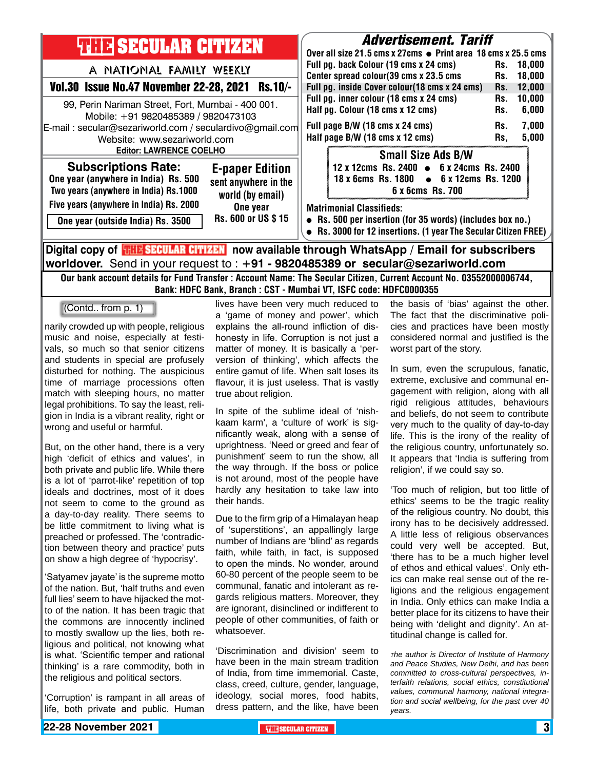# THE SECULAR CITIZEN

A NATIONAL FAMILY WEEKLY

**Vol.30 Issue No.47 November 22-28, 2021 Rs.10/-**

99, Perin Nariman Street, Fort, Mumbai - 400 001.
Mobile: +91 9820485389 / 9820473103
E-mail : secular@sezariworld.com / seculardivo@gmail.com
Website: www.sezariworld.com
**Editor: LAWRENCE COELHO**

## Subscriptions Rate:

One year (anywhere in India) Rs. 500
Two years (anywhere in India) Rs.1000
Five years (anywhere in India) Rs. 2000
One year (outside India) Rs. 3500

## E-paper Edition

sent anywhere in the world (by email)
One year
Rs. 600 or US $ 15

## Advertisement. Tariff

Over all size 21.5 cms x 27cms ● Print area 18 cms x 25.5 cms

| | |
|---|---|
| Full pg. back Colour (19 cms x 24 cms) | Rs. 18,000 |
| Center spread colour(39 cms x 23.5 cms | Rs. 18,000 |
| Full pg. inside Cover colour(18 cms x 24 cms) | Rs. 12,000 |
| Full pg. inner colour (18 cms x 24 cms) | Rs. 10,000 |
| Half pg. Colour (18 cms x 12 cms) | Rs. 6,000 |
| Full page B/W (18 cms x 24 cms) | Rs. 7,000 |
| Half page B/W (18 cms x 12 cms) | Rs, 5,000 |

### Small Size Ads B/W

12 x 12cms Rs. 2400 ● 6 x 24cms Rs. 2400
18 x 6cms Rs. 1800 ● 6 x 12cms Rs. 1200
6 x 6cms Rs. 700

**Matrimonial Classifieds:**

- Rs. 500 per insertion (for 35 words) (includes box no.)
- Rs. 3000 for 12 insertions. (1 year The Secular Citizen FREE)

**Digital copy of THE SECULAR CITIZEN now available through WhatsApp / Email for subscribers worldover.** Send in your request to : **+91 - 9820485389 or secular@sezariworld.com**

**Our bank account details for Fund Transfer : Account Name: The Secular Citizen, Current Account No. 03552000006744, Bank: HDFC Bank, Branch : CST - Mumbai VT, ISFC code: HDFC0000355**

(Contd.. from p. 1)

narily crowded up with people, religious music and noise, especially at festivals, so much so that senior citizens and students in special are profusely disturbed for nothing. The auspicious time of marriage processions often match with sleeping hours, no matter legal prohibitions. To say the least, religion in India is a vibrant reality, right or wrong and useful or harmful.

But, on the other hand, there is a very high 'deficit of ethics and values', in both private and public life. While there is a lot of 'parrot-like' repetition of top ideals and doctrines, most of it does not seem to come to the ground as a day-to-day reality. There seems to be little commitment to living what is preached or professed. The 'contradiction between theory and practice' puts on show a high degree of 'hypocrisy'.

'Satyamev jayate' is the supreme motto of the nation. But, 'half truths and even full lies' seem to have hijacked the motto of the nation. It has been tragic that the commons are innocently inclined to mostly swallow up the lies, both religious and political, not knowing what is what. 'Scientific temper and rational thinking' is a rare commodity, both in the religious and political sectors.

'Corruption' is rampant in all areas of life, both private and public. Human lives have been very much reduced to a 'game of money and power', which explains the all-round infliction of dishonesty in life. Corruption is not just a matter of money. It is basically a 'perversion of thinking', which affects the entire gamut of life. When salt loses its flavour, it is just useless. That is vastly true about religion.

In spite of the sublime ideal of 'nishkaam karm', a 'culture of work' is significantly weak, along with a sense of uprightness. 'Need or greed and fear of punishment' seem to run the show, all the way through. If the boss or police is not around, most of the people have hardly any hesitation to take law into their hands.

Due to the firm grip of a Himalayan heap of 'superstitions', an appallingly large number of Indians are 'blind' as regards faith, while faith, in fact, is supposed to open the minds. No wonder, around 60-80 percent of the people seem to be communal, fanatic and intolerant as regards religious matters. Moreover, they are ignorant, disinclined or indifferent to people of other communities, of faith or whatsoever.

'Discrimination and division' seem to have been in the main stream tradition of India, from time immemorial. Caste, class, creed, culture, gender, language, ideology, social mores, food habits, dress pattern, and the like, have been the basis of 'bias' against the other. The fact that the discriminative policies and practices have been mostly considered normal and justified is the worst part of the story.

In sum, even the scrupulous, fanatic, extreme, exclusive and communal engagement with religion, along with all rigid religious attitudes, behaviours and beliefs, do not seem to contribute very much to the quality of day-to-day life. This is the irony of the reality of the religious country, unfortunately so. It appears that 'India is suffering from religion', if we could say so.

'Too much of religion, but too little of ethics' seems to be the tragic reality of the religious country. No doubt, this irony has to be decisively addressed. A little less of religious observances could very well be accepted. But, 'there has to be a much higher level of ethos and ethical values'. Only ethics can make real sense out of the religions and the religious engagement in India. Only ethics can make India a better place for its citizens to have their being with 'delight and dignity'. An attitudinal change is called for.

*The author is Director of Institute of Harmony and Peace Studies, New Delhi, and has been committed to cross-cultural perspectives, interfaith relations, social ethics, constitutional values, communal harmony, national integration and social wellbeing, for the past over 40 years.*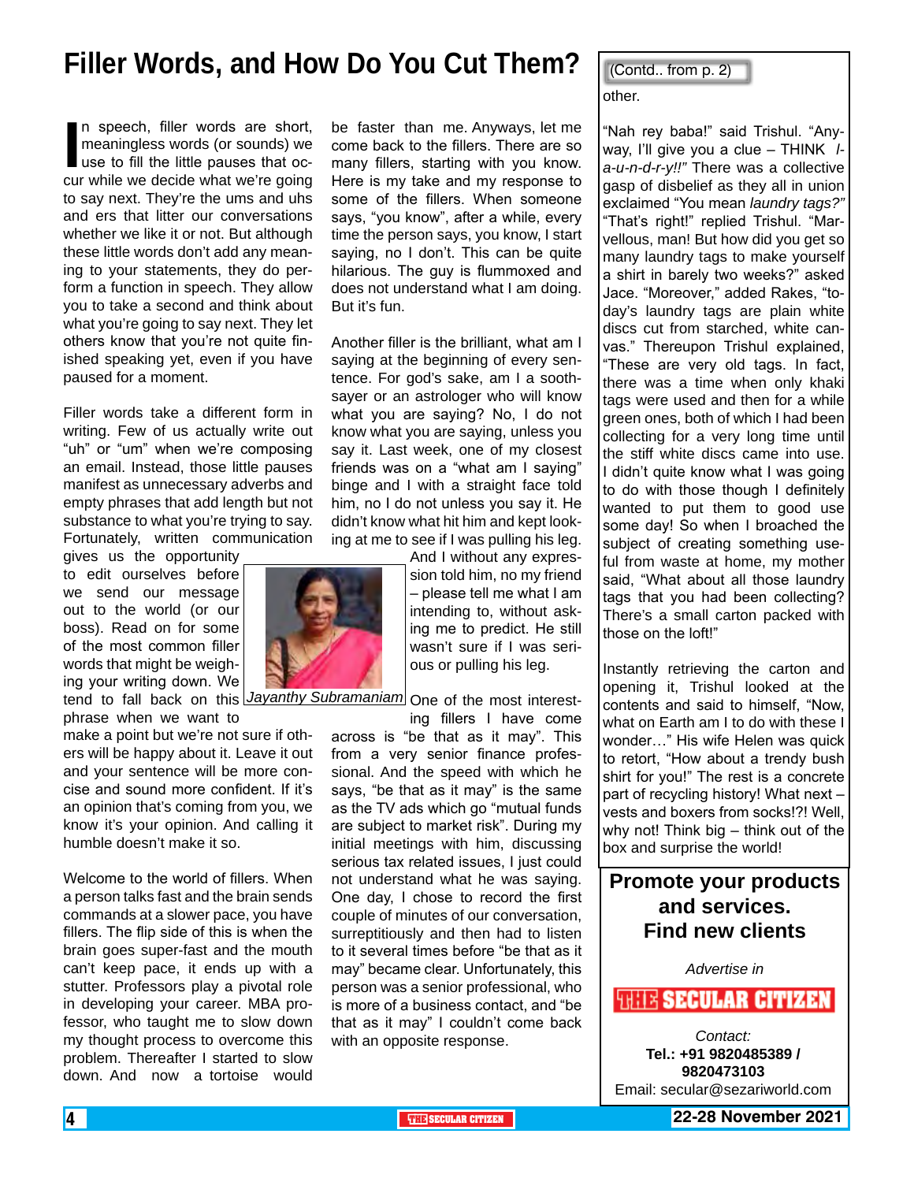# Filler Words, and How Do You Cut Them?

In speech, filler words are short, meaningless words (or sounds) we use to fill the little pauses that occur while we decide what we're going to say next. They're the ums and uhs and ers that litter our conversations whether we like it or not. But although these little words don't add any meaning to your statements, they do perform a function in speech. They allow you to take a second and think about what you're going to say next. They let others know that you're not quite finished speaking yet, even if you have paused for a moment.

Filler words take a different form in writing. Few of us actually write out "uh" or "um" when we're composing an email. Instead, those little pauses manifest as unnecessary adverbs and empty phrases that add length but not substance to what you're trying to say. Fortunately, written communication gives us the opportunity to edit ourselves before we send our message out to the world (or our boss). Read on for some of the most common filler words that might be weighing your writing down. We tend to fall back on this phrase when we want to make a point but we're not sure if others will be happy about it. Leave it out and your sentence will be more concise and sound more confident. If it's an opinion that's coming from you, we know it's your opinion. And calling it humble doesn't make it so.

*Jayanthy Subramaniam*

Welcome to the world of fillers. When a person talks fast and the brain sends commands at a slower pace, you have fillers. The flip side of this is when the brain goes super-fast and the mouth can't keep pace, it ends up with a stutter. Professors play a pivotal role in developing your career. MBA professor, who taught me to slow down my thought process to overcome this problem. Thereafter I started to slow down. And now a tortoise would be faster than me. Anyways, let me come back to the fillers. There are so many fillers, starting with you know. Here is my take and my response to some of the fillers. When someone says, "you know", after a while, every time the person says, you know, I start saying, no I don't. This can be quite hilarious. The guy is flummoxed and does not understand what I am doing. But it's fun.

Another filler is the brilliant, what am I saying at the beginning of every sentence. For god's sake, am I a soothsayer or an astrologer who will know what you are saying? No, I do not know what you are saying, unless you say it. Last week, one of my closest friends was on a "what am I saying" binge and I with a straight face told him, no I do not unless you say it. He didn't know what hit him and kept looking at me to see if I was pulling his leg. And I without any expression told him, no my friend – please tell me what I am intending to, without asking me to predict. He still wasn't sure if I was serious or pulling his leg.

One of the most interesting fillers I have come across is "be that as it may". This from a very senior finance professional. And the speed with which he says, "be that as it may" is the same as the TV ads which go "mutual funds are subject to market risk". During my initial meetings with him, discussing serious tax related issues, I just could not understand what he was saying. One day, I chose to record the first couple of minutes of our conversation, surreptitiously and then had to listen to it several times before "be that as it may" became clear. Unfortunately, this person was a senior professional, who is more of a business contact, and "be that as it may" I couldn't come back with an opposite response.

---

(Contd.. from p. 2)

other.

"Nah rey baba!" said Trishul. "Anyway, I'll give you a clue – THINK *l-a-u-n-d-r-y!!"* There was a collective gasp of disbelief as they all in union exclaimed "You mean *laundry tags?"* "That's right!" replied Trishul. "Marvellous, man! But how did you get so many laundry tags to make yourself a shirt in barely two weeks?" asked Jace. "Moreover," added Rakes, "today's laundry tags are plain white discs cut from starched, white canvas." Thereupon Trishul explained, "These are very old tags. In fact, there was a time when only khaki tags were used and then for a while green ones, both of which I had been collecting for a very long time until the stiff white discs came into use. I didn't quite know what I was going to do with those though I definitely wanted to put them to good use some day! So when I broached the subject of creating something useful from waste at home, my mother said, "What about all those laundry tags that you had been collecting? There's a small carton packed with those on the loft!"

Instantly retrieving the carton and opening it, Trishul looked at the contents and said to himself, "Now, what on Earth am I to do with these I wonder…" His wife Helen was quick to retort, "How about a trendy bush shirt for you!" The rest is a concrete part of recycling history! What next – vests and boxers from socks!?! Well, why not! Think big – think out of the box and surprise the world!

---

**Promote your products and services.**
**Find new clients**

*Advertise in*

**THE SECULAR CITIZEN**

*Contact:*
**Tel.: +91 9820485389 / 9820473103**
Email: secular@sezariworld.com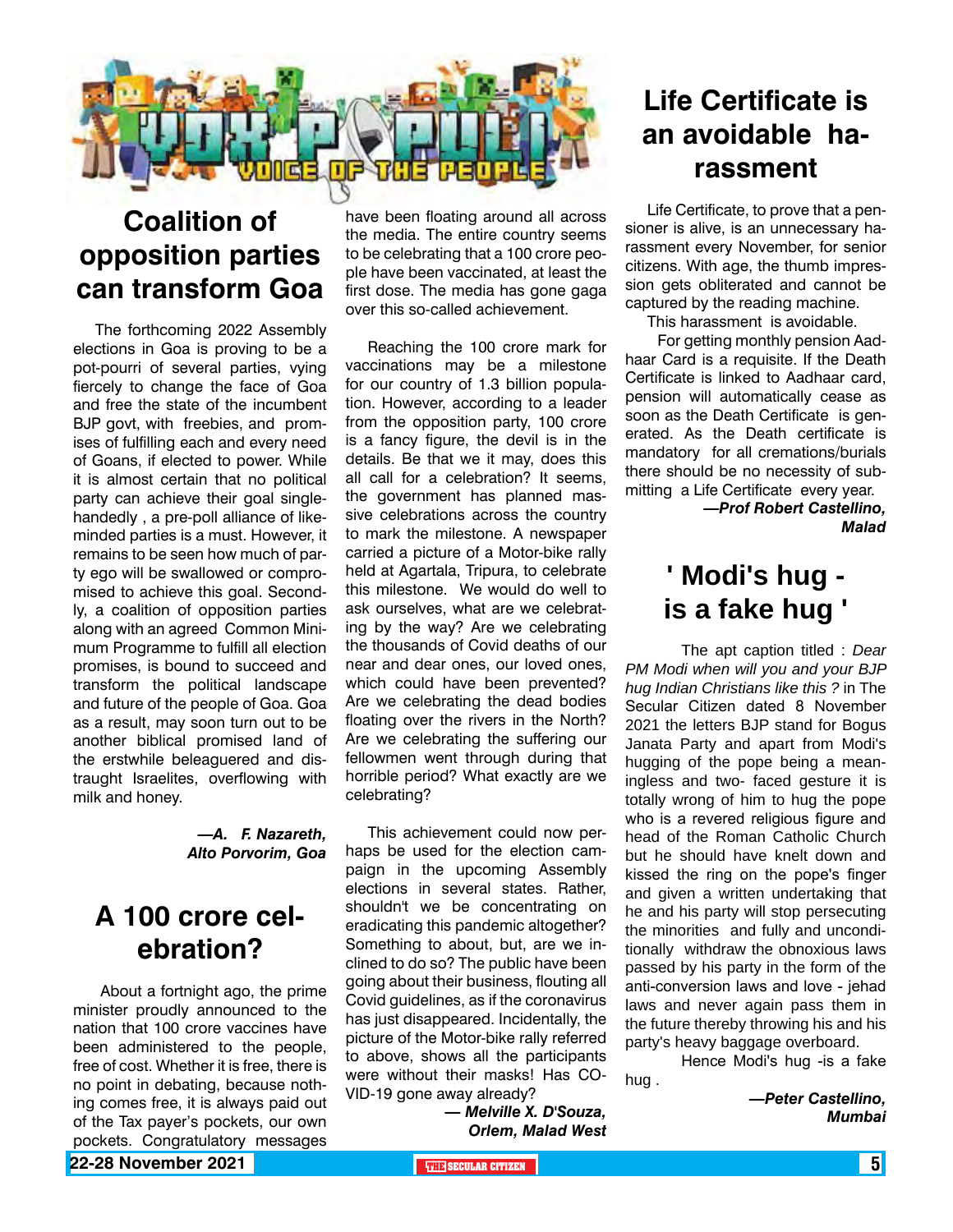# VOX POPULI
## VOICE OF THE PEOPLE

## Coalition of opposition parties can transform Goa

The forthcoming 2022 Assembly elections in Goa is proving to be a pot-pourri of several parties, vying fiercely to change the face of Goa and free the state of the incumbent BJP govt, with freebies, and promises of fulfilling each and every need of Goans, if elected to power. While it is almost certain that no political party can achieve their goal single-handedly , a pre-poll alliance of like-minded parties is a must. However, it remains to be seen how much of party ego will be swallowed or compromised to achieve this goal. Secondly, a coalition of opposition parties along with an agreed Common Minimum Programme to fulfill all election promises, is bound to succeed and transform the political landscape and future of the people of Goa. Goa as a result, may soon turn out to be another biblical promised land of the erstwhile beleaguered and distraught Israelites, overflowing with milk and honey.

***—A. F. Nazareth, Alto Porvorim, Goa***

## A 100 crore celebration?

About a fortnight ago, the prime minister proudly announced to the nation that 100 crore vaccines have been administered to the people, free of cost. Whether it is free, there is no point in debating, because nothing comes free, it is always paid out of the Tax payer's pockets, our own pockets. Congratulatory messages have been floating around all across the media. The entire country seems to be celebrating that a 100 crore people have been vaccinated, at least the first dose. The media has gone gaga over this so-called achievement.

Reaching the 100 crore mark for vaccinations may be a milestone for our country of 1.3 billion population. However, according to a leader from the opposition party, 100 crore is a fancy figure, the devil is in the details. Be that we it may, does this all call for a celebration? It seems, the government has planned massive celebrations across the country to mark the milestone. A newspaper carried a picture of a Motor-bike rally held at Agartala, Tripura, to celebrate this milestone. We would do well to ask ourselves, what are we celebrating by the way? Are we celebrating the thousands of Covid deaths of our near and dear ones, our loved ones, which could have been prevented? Are we celebrating the dead bodies floating over the rivers in the North? Are we celebrating the suffering our fellowmen went through during that horrible period? What exactly are we celebrating?

This achievement could now perhaps be used for the election campaign in the upcoming Assembly elections in several states. Rather, shouldn't we be concentrating on eradicating this pandemic altogether? Something to about, but, are we inclined to do so? The public have been going about their business, flouting all Covid guidelines, as if the coronavirus has just disappeared. Incidentally, the picture of the Motor-bike rally referred to above, shows all the participants were without their masks! Has COVID-19 gone away already?

***— Melville X. D'Souza, Orlem, Malad West***

## Life Certificate is an avoidable harassment

Life Certificate, to prove that a pensioner is alive, is an unnecessary harassment every November, for senior citizens. With age, the thumb impression gets obliterated and cannot be captured by the reading machine.

This harassment is avoidable.

For getting monthly pension Aadhaar Card is a requisite. If the Death Certificate is linked to Aadhaar card, pension will automatically cease as soon as the Death Certificate is generated. As the Death certificate is mandatory for all cremations/burials there should be no necessity of submitting a Life Certificate every year.

***—Prof Robert Castellino, Malad***

## ' Modi's hug - is a fake hug '

The apt caption titled : *Dear PM Modi when will you and your BJP hug Indian Christians like this ?* in The Secular Citizen dated 8 November 2021 the letters BJP stand for Bogus Janata Party and apart from Modi's hugging of the pope being a meaningless and two- faced gesture it is totally wrong of him to hug the pope who is a revered religious figure and head of the Roman Catholic Church but he should have knelt down and kissed the ring on the pope's finger and given a written undertaking that he and his party will stop persecuting the minorities and fully and unconditionally withdraw the obnoxious laws passed by his party in the form of the anti-conversion laws and love - jehad laws and never again pass them in the future thereby throwing his and his party's heavy baggage overboard.

Hence Modi's hug -is a fake hug .

***—Peter Castellino, Mumbai***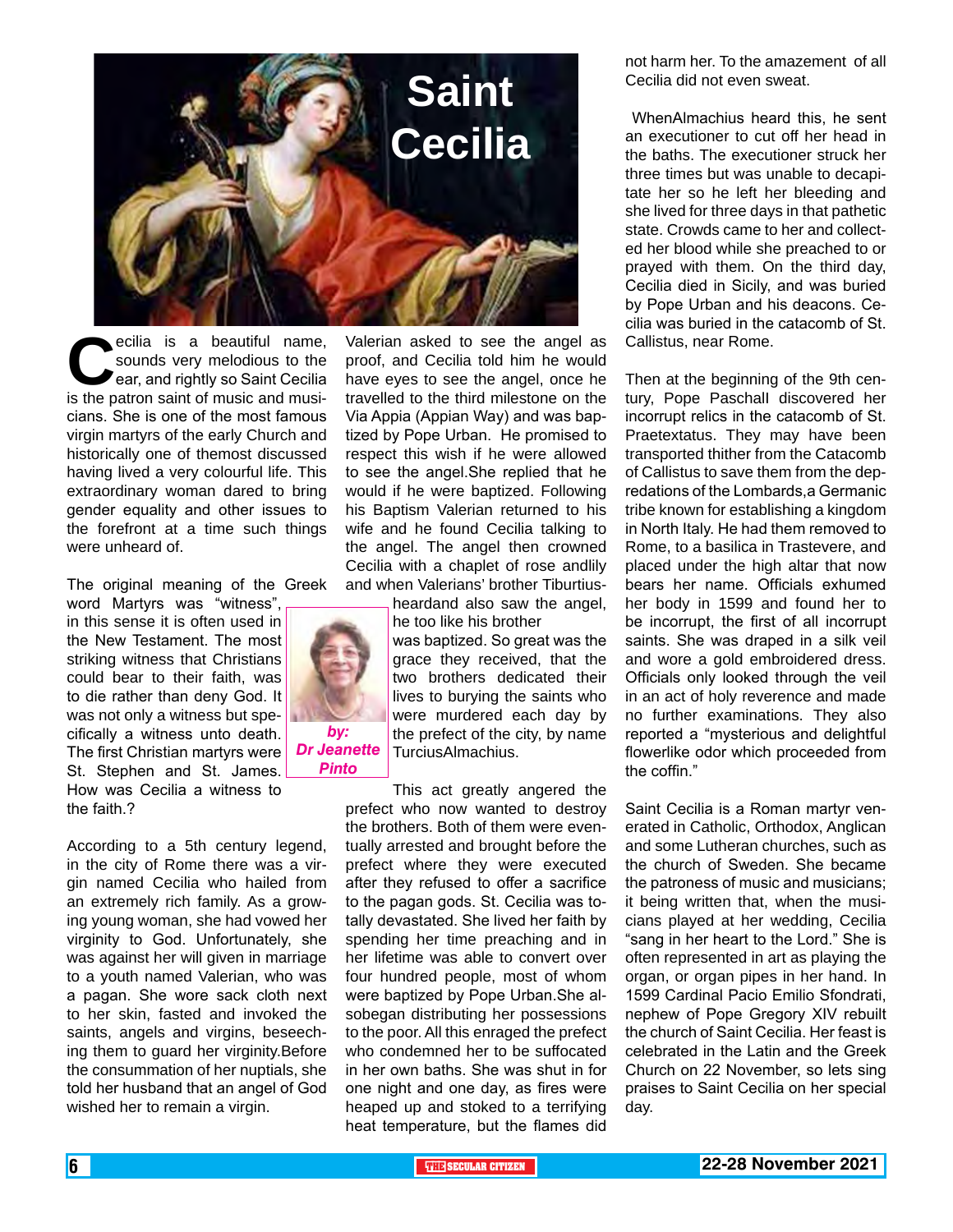# Saint Cecilia

*by: Dr Jeanette Pinto*

Cecilia is a beautiful name, sounds very melodious to the ear, and rightly so Saint Cecilia is the patron saint of music and musicians. She is one of the most famous virgin martyrs of the early Church and historically one of themost discussed having lived a very colourful life. This extraordinary woman dared to bring gender equality and other issues to the forefront at a time such things were unheard of.

The original meaning of the Greek word Martyrs was "witness", in this sense it is often used in the New Testament. The most striking witness that Christians could bear to their faith, was to die rather than deny God. It was not only a witness but specifically a witness unto death. The first Christian martyrs were St. Stephen and St. James. How was Cecilia a witness to the faith.?

According to a 5th century legend, in the city of Rome there was a virgin named Cecilia who hailed from an extremely rich family. As a growing young woman, she had vowed her virginity to God. Unfortunately, she was against her will given in marriage to a youth named Valerian, who was a pagan. She wore sack cloth next to her skin, fasted and invoked the saints, angels and virgins, beseeching them to guard her virginity.Before the consummation of her nuptials, she told her husband that an angel of God wished her to remain a virgin.

Valerian asked to see the angel as proof, and Cecilia told him he would have eyes to see the angel, once he travelled to the third milestone on the Via Appia (Appian Way) and was baptized by Pope Urban. He promised to respect this wish if he were allowed to see the angel.She replied that he would if he were baptized. Following his Baptism Valerian returned to his wife and he found Cecilia talking to the angel. The angel then crowned Cecilia with a chaplet of rose andlily and when Valerians' brother Tiburtius-heardand also saw the angel, he too like his brother was baptized. So great was the grace they received, that the two brothers dedicated their lives to burying the saints who were murdered each day by the prefect of the city, by name TurciusAlmachius.

This act greatly angered the prefect who now wanted to destroy the brothers. Both of them were eventually arrested and brought before the prefect where they were executed after they refused to offer a sacrifice to the pagan gods. St. Cecilia was totally devastated. She lived her faith by spending her time preaching and in her lifetime was able to convert over four hundred people, most of whom were baptized by Pope Urban.She alsobegan distributing her possessions to the poor. All this enraged the prefect who condemned her to be suffocated in her own baths. She was shut in for one night and one day, as fires were heaped up and stoked to a terrifying heat temperature, but the flames did not harm her. To the amazement of all Cecilia did not even sweat.

WhenAlmachius heard this, he sent an executioner to cut off her head in the baths. The executioner struck her three times but was unable to decapitate her so he left her bleeding and she lived for three days in that pathetic state. Crowds came to her and collected her blood while she preached to or prayed with them. On the third day, Cecilia died in Sicily, and was buried by Pope Urban and his deacons. Cecilia was buried in the catacomb of St. Callistus, near Rome.

Then at the beginning of the 9th century, Pope Paschall discovered her incorrupt relics in the catacomb of St. Praetextatus. They may have been transported thither from the Catacomb of Callistus to save them from the depredations of the Lombards,a Germanic tribe known for establishing a kingdom in North Italy. He had them removed to Rome, to a basilica in Trastevere, and placed under the high altar that now bears her name. Officials exhumed her body in 1599 and found her to be incorrupt, the first of all incorrupt saints. She was draped in a silk veil and wore a gold embroidered dress. Officials only looked through the veil in an act of holy reverence and made no further examinations. They also reported a "mysterious and delightful flowerlike odor which proceeded from the coffin."

Saint Cecilia is a Roman martyr venerated in Catholic, Orthodox, Anglican and some Lutheran churches, such as the church of Sweden. She became the patroness of music and musicians; it being written that, when the musicians played at her wedding, Cecilia "sang in her heart to the Lord." She is often represented in art as playing the organ, or organ pipes in her hand. In 1599 Cardinal Pacio Emilio Sfondrati, nephew of Pope Gregory XIV rebuilt the church of Saint Cecilia. Her feast is celebrated in the Latin and the Greek Church on 22 November, so lets sing praises to Saint Cecilia on her special day.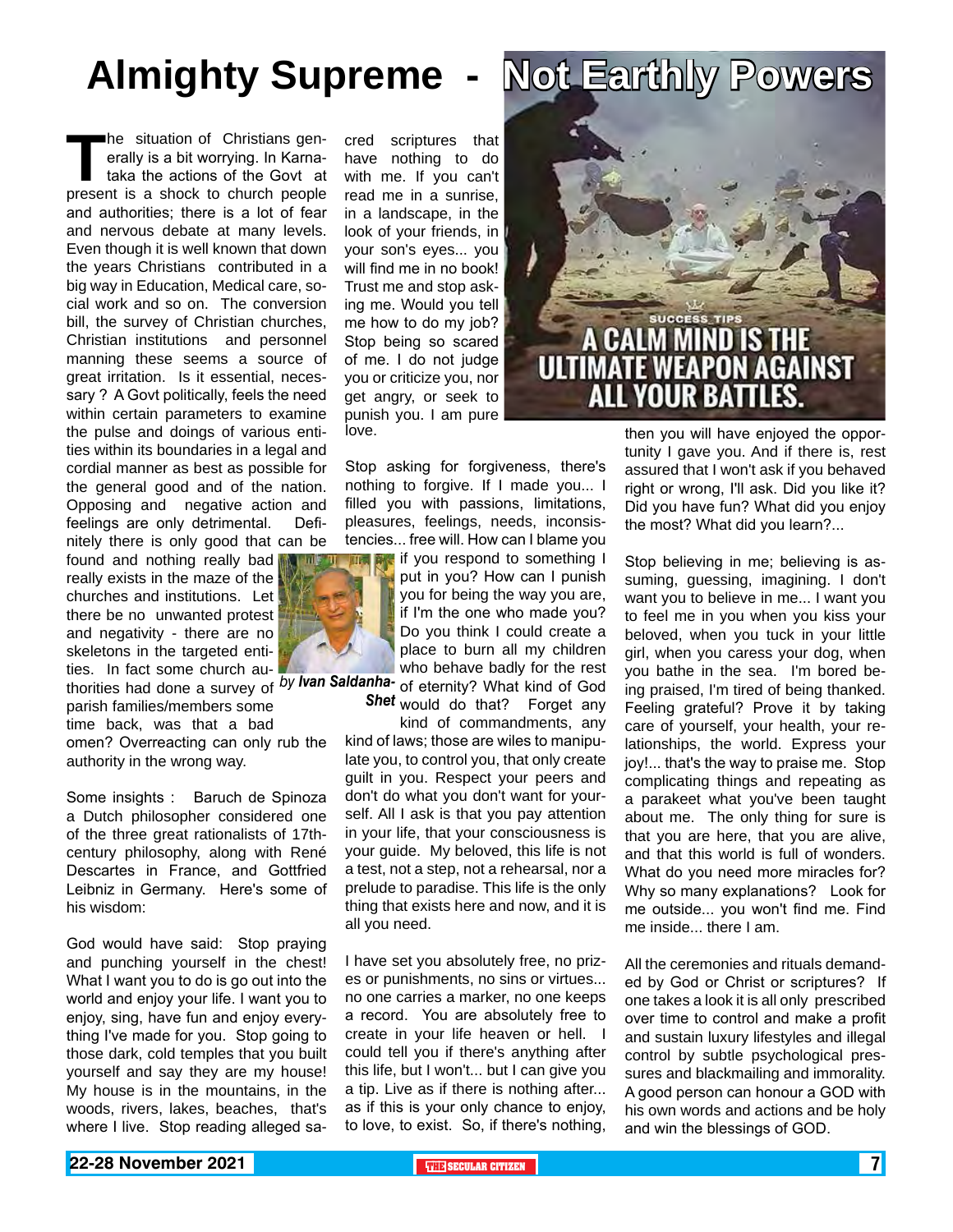# Almighty Supreme - Not Earthly Powers

The situation of Christians generally is a bit worrying. In Karnataka the actions of the Govt at present is a shock to church people and authorities; there is a lot of fear and nervous debate at many levels. Even though it is well known that down the years Christians contributed in a big way in Education, Medical care, social work and so on. The conversion bill, the survey of Christian churches, Christian institutions and personnel manning these seems a source of great irritation. Is it essential, necessary ? A Govt politically, feels the need within certain parameters to examine the pulse and doings of various entities within its boundaries in a legal and cordial manner as best as possible for the general good and of the nation. Opposing and negative action and feelings are only detrimental. Definitely there is only good that can be found and nothing really bad really exists in the maze of the churches and institutions. Let there be no unwanted protest and negativity - there are no skeletons in the targeted entities. In fact some church authorities had done a survey of parish families/members some time back, was that a bad omen? Overreacting can only rub the authority in the wrong way.

*by* ***Ivan Saldanha-Shet***

Some insights : Baruch de Spinoza a Dutch philosopher considered one of the three great rationalists of 17th-century philosophy, along with René Descartes in France, and Gottfried Leibniz in Germany. Here's some of his wisdom:

God would have said: Stop praying and punching yourself in the chest! What I want you to do is go out into the world and enjoy your life. I want you to enjoy, sing, have fun and enjoy everything I've made for you. Stop going to those dark, cold temples that you built yourself and say they are my house! My house is in the mountains, in the woods, rivers, lakes, beaches, that's where I live. Stop reading alleged sacred scriptures that have nothing to do with me. If you can't read me in a sunrise, in a landscape, in the look of your friends, in your son's eyes... you will find me in no book! Trust me and stop asking me. Would you tell me how to do my job? Stop being so scared of me. I do not judge you or criticize you, nor get angry, or seek to punish you. I am pure love.

Stop asking for forgiveness, there's nothing to forgive. If I made you... I filled you with passions, limitations, pleasures, feelings, needs, inconsistencies... free will. How can I blame you if you respond to something I put in you? How can I punish you for being the way you are, if I'm the one who made you? Do you think I could create a place to burn all my children who behave badly for the rest of eternity? What kind of God would do that? Forget any kind of commandments, any kind of laws; those are wiles to manipulate you, to control you, that only create guilt in you. Respect your peers and don't do what you don't want for yourself. All I ask is that you pay attention in your life, that your consciousness is your guide. My beloved, this life is not a test, not a step, not a rehearsal, nor a prelude to paradise. This life is the only thing that exists here and now, and it is all you need.

I have set you absolutely free, no prizes or punishments, no sins or virtues... no one carries a marker, no one keeps a record. You are absolutely free to create in your life heaven or hell. I could tell you if there's anything after this life, but I won't... but I can give you a tip. Live as if there is nothing after... as if this is your only chance to enjoy, to love, to exist. So, if there's nothing, then you will have enjoyed the opportunity I gave you. And if there is, rest assured that I won't ask if you behaved right or wrong, I'll ask. Did you like it? Did you have fun? What did you enjoy the most? What did you learn?...

Stop believing in me; believing is assuming, guessing, imagining. I don't want you to believe in me... I want you to feel me in you when you kiss your beloved, when you tuck in your little girl, when you caress your dog, when you bathe in the sea. I'm bored being praised, I'm tired of being thanked. Feeling grateful? Prove it by taking care of yourself, your health, your relationships, the world. Express your joy!... that's the way to praise me. Stop complicating things and repeating as a parakeet what you've been taught about me. The only thing for sure is that you are here, that you are alive, and that this world is full of wonders. What do you need more miracles for? Why so many explanations? Look for me outside... you won't find me. Find me inside... there I am.

All the ceremonies and rituals demanded by God or Christ or scriptures? If one takes a look it is all only prescribed over time to control and make a profit and sustain luxury lifestyles and illegal control by subtle psychological pressures and blackmailing and immorality. A good person can honour a GOD with his own words and actions and be holy and win the blessings of GOD.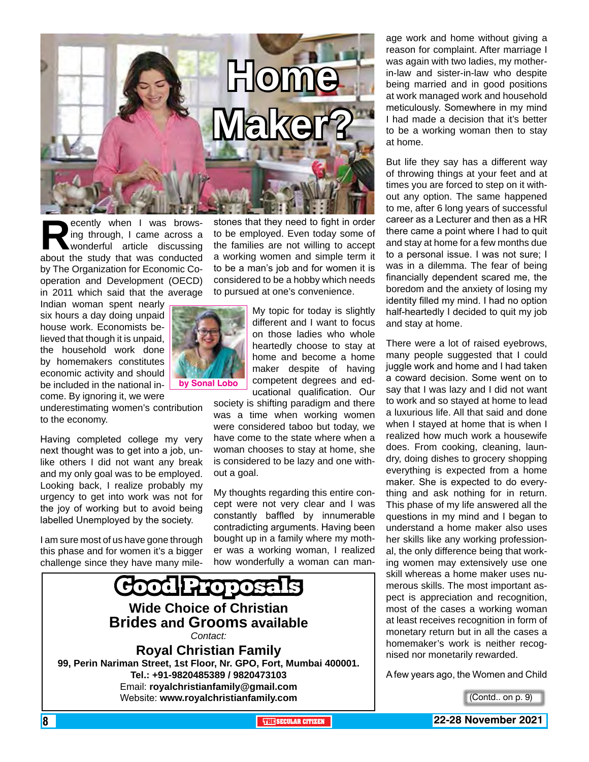# Home Maker?

**by Sonal Lobo**

Recently when I was browsing through, I came across a wonderful article discussing about the study that was conducted by The Organization for Economic Cooperation and Development (OECD) in 2011 which said that the average Indian woman spent nearly six hours a day doing unpaid house work. Economists believed that though it is unpaid, the household work done by homemakers constitutes economic activity and should be included in the national income. By ignoring it, we were underestimating women's contribution to the economy.

Having completed college my very next thought was to get into a job, unlike others I did not want any break and my only goal was to be employed. Looking back, I realize probably my urgency to get into work was not for the joy of working but to avoid being labelled Unemployed by the society.

I am sure most of us have gone through this phase and for women it's a bigger challenge since they have many milestones that they need to fight in order to be employed. Even today some of the families are not willing to accept a working women and simple term it to be a man's job and for women it is considered to be a hobby which needs to pursued at one's convenience.

My topic for today is slightly different and I want to focus on those ladies who whole heartedly choose to stay at home and become a home maker despite of having competent degrees and educational qualification. Our society is shifting paradigm and there was a time when working women were considered taboo but today, we have come to the state where when a woman chooses to stay at home, she is considered to be lazy and one without a goal.

My thoughts regarding this entire concept were not very clear and I was constantly baffled by innumerable contradicting arguments. Having been bought up in a family where my mother was a working woman, I realized how wonderfully a woman can manage work and home without giving a reason for complaint. After marriage I was again with two ladies, my mother-in-law and sister-in-law who despite being married and in good positions at work managed work and household meticulously. Somewhere in my mind I had made a decision that it's better to be a working woman then to stay at home.

But life they say has a different way of throwing things at your feet and at times you are forced to step on it without any option. The same happened to me, after 6 long years of successful career as a Lecturer and then as a HR there came a point where I had to quit and stay at home for a few months due to a personal issue. I was not sure; I was in a dilemma. The fear of being financially dependent scared me, the boredom and the anxiety of losing my identity filled my mind. I had no option half-heartedly I decided to quit my job and stay at home.

There were a lot of raised eyebrows, many people suggested that I could juggle work and home and I had taken a coward decision. Some went on to say that I was lazy and I did not want to work and so stayed at home to lead a luxurious life. All that said and done when I stayed at home that is when I realized how much work a housewife does. From cooking, cleaning, laundry, doing dishes to grocery shopping everything is expected from a home maker. She is expected to do everything and ask nothing for in return. This phase of my life answered all the questions in my mind and I began to understand a home maker also uses her skills like any working professional, the only difference being that working women may extensively use one skill whereas a home maker uses numerous skills. The most important aspect is appreciation and recognition, most of the cases a working woman at least receives recognition in form of monetary return but in all the cases a homemaker's work is neither recognised nor monetarily rewarded.

A few years ago, the Women and Child

(Contd.. on p. 9)

---

## Good Proposals

**Wide Choice of Christian Brides and Grooms available**

*Contact:*

**Royal Christian Family**

**99, Perin Nariman Street, 1st Floor, Nr. GPO, Fort, Mumbai 400001.**

**Tel.: +91-9820485389 / 9820473103**

Email: **royalchristianfamily@gmail.com**

Website: **www.royalchristianfamily.com**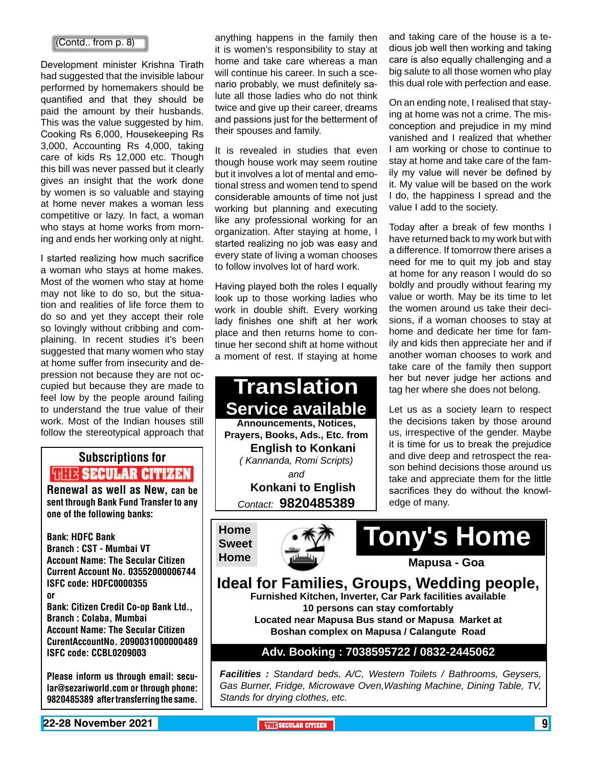(Contd.. from p. 8)

Development minister Krishna Tirath had suggested that the invisible labour performed by homemakers should be quantified and that they should be paid the amount by their husbands. This was the value suggested by him. Cooking Rs 6,000, Housekeeping Rs 3,000, Accounting Rs 4,000, taking care of kids Rs 12,000 etc. Though this bill was never passed but it clearly gives an insight that the work done by women is so valuable and staying at home never makes a woman less competitive or lazy. In fact, a woman who stays at home works from morning and ends her working only at night.

I started realizing how much sacrifice a woman who stays at home makes. Most of the women who stay at home may not like to do so, but the situation and realities of life force them to do so and yet they accept their role so lovingly without cribbing and complaining. In recent studies it's been suggested that many women who stay at home suffer from insecurity and depression not because they are not occupied but because they are made to feel low by the people around failing to understand the true value of their work. Most of the Indian houses still follow the stereotypical approach that anything happens in the family then it is women's responsibility to stay at home and take care whereas a man will continue his career. In such a scenario probably, we must definitely salute all those ladies who do not think twice and give up their career, dreams and passions just for the betterment of their spouses and family.

It is revealed in studies that even though house work may seem routine but it involves a lot of mental and emotional stress and women tend to spend considerable amounts of time not just working but planning and executing like any professional working for an organization. After staying at home, I started realizing no job was easy and every state of living a woman chooses to follow involves lot of hard work.

Having played both the roles I equally look up to those working ladies who work in double shift. Every working lady finishes one shift at her work place and then returns home to continue her second shift at home without a moment of rest. If staying at home and taking care of the house is a tedious job well then working and taking care is also equally challenging and a big salute to all those women who play this dual role with perfection and ease.

On an ending note, I realised that staying at home was not a crime. The misconception and prejudice in my mind vanished and I realized that whether I am working or chose to continue to stay at home and take care of the family my value will never be defined by it. My value will be based on the work I do, the happiness I spread and the value I add to the society.

Today after a break of few months I have returned back to my work but with a difference. If tomorrow there arises a need for me to quit my job and stay at home for any reason I would do so boldly and proudly without fearing my value or worth. May be its time to let the women around us take their decisions, if a woman chooses to stay at home and dedicate her time for family and kids then appreciate her and if another woman chooses to work and take care of the family then support her but never judge her actions and tag her where she does not belong.

Let us as a society learn to respect the decisions taken by those around us, irrespective of the gender. Maybe it is time for us to break the prejudice and dive deep and retrospect the reason behind decisions those around us take and appreciate them for the little sacrifices they do without the knowledge of many.

---

## Subscriptions for THE SECULAR CITIZEN

**Renewal as well as New, can be sent through Bank Fund Transfer to any one of the following banks:**

**Bank: HDFC Bank**
**Branch : CST - Mumbai VT**
**Account Name: The Secular Citizen**
**Current Account No. 03552000006744**
**ISFC code: HDFC0000355**

**or**

**Bank: Citizen Credit Co-op Bank Ltd., Branch : Colaba, Mumbai**
**Account Name: The Secular Citizen**
**CurentAccountNo. 2090031000000489**
**ISFC code: CCBL0209003**

**Please inform us through email: secular@sezariworld.com or through phone: 9820485389 after transferring the same.**

---

## Translation Service available

**Announcements, Notices, Prayers, Books, Ads., Etc. from**

**English to Konkani**

*( Kannanda, Romi Scripts)*

*and*

**Konkani to English**

*Contact:* **9820485389**

---

**Home Sweet Home**

# Tony's Home

**Mapusa - Goa**

## Ideal for Families, Groups, Wedding people,

**Furnished Kitchen, Inverter, Car Park facilities available**
**10 persons can stay comfortably**
**Located near Mapusa Bus stand or Mapusa Market at Boshan complex on Mapusa / Calangute Road**

**Adv. Booking : 7038595722 / 0832-2445062**

***Facilities :*** *Standard beds, A/C, Western Toilets / Bathrooms, Geysers, Gas Burner, Fridge, Microwave Oven,Washing Machine, Dining Table, TV, Stands for drying clothes, etc.*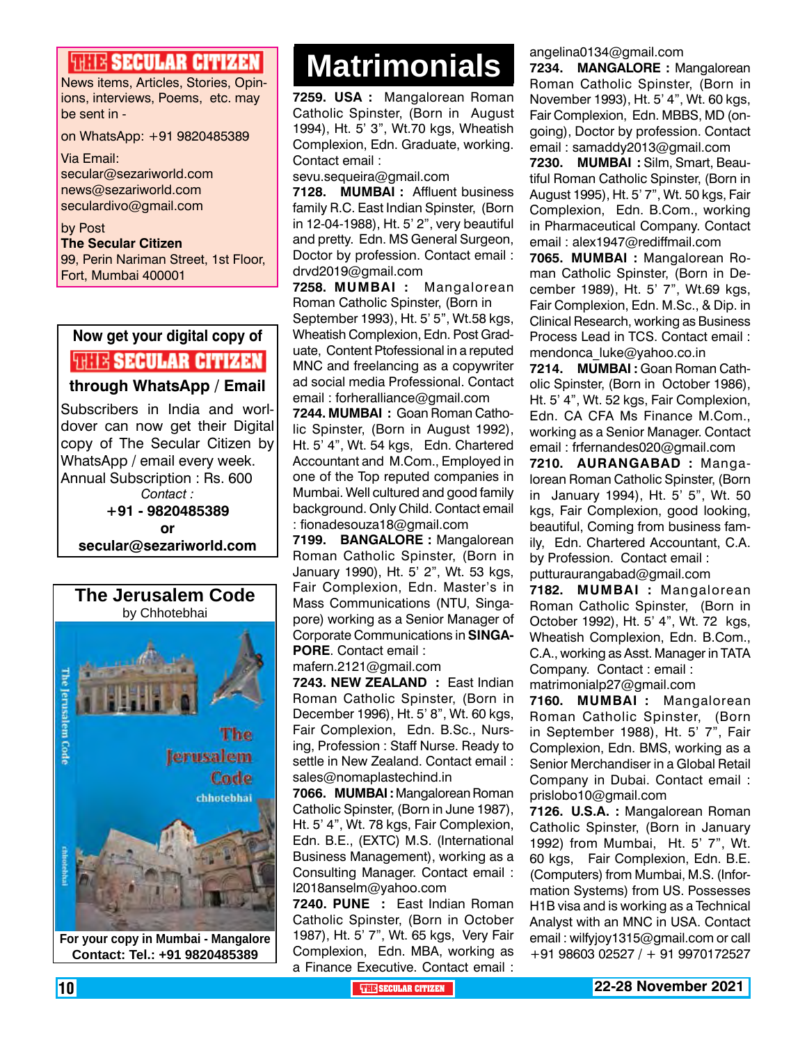**THE SECULAR CITIZEN**

News items, Articles, Stories, Opinions, interviews, Poems, etc. may be sent in -

on WhatsApp: +91 9820485389

Via Email:
secular@sezariworld.com
news@sezariworld.com
seculardivo@gmail.com

by Post
**The Secular Citizen**
99, Perin Nariman Street, 1st Floor, Fort, Mumbai 400001

**Now get your digital copy of THE SECULAR CITIZEN through WhatsApp / Email**

Subscribers in India and worldover can now get their Digital copy of The Secular Citizen by WhatsApp / email every week.
Annual Subscription : Rs. 600

*Contact :*
**+91 - 9820485389**
**or**
**secular@sezariworld.com**

**The Jerusalem Code**
by Chhotebhai

**For your copy in Mumbai - Mangalore Contact: Tel.: +91 9820485389**

# Matrimonials

**7259. USA :** Mangalorean Roman Catholic Spinster, (Born in August 1994), Ht. 5' 3", Wt.70 kgs, Wheatish Complexion, Edn. Graduate, working. Contact email : sevu.sequeira@gmail.com

**7128. MUMBAI :** Affluent business family R.C. East Indian Spinster, (Born in 12-04-1988), Ht. 5' 2", very beautiful and pretty. Edn. MS General Surgeon, Doctor by profession. Contact email : drvd2019@gmail.com

**7258. MUMBAI :** Mangalorean Roman Catholic Spinster, (Born in September 1993), Ht. 5' 5", Wt.58 kgs, Wheatish Complexion, Edn. Post Graduate, Content Ptofessional in a reputed MNC and freelancing as a copywriter ad social media Professional. Contact email : forheralliance@gmail.com

**7244. MUMBAI :** Goan Roman Catholic Spinster, (Born in August 1992), Ht. 5' 4", Wt. 54 kgs, Edn. Chartered Accountant and M.Com., Employed in one of the Top reputed companies in Mumbai. Well cultured and good family background. Only Child. Contact email : fionadesouza18@gmail.com

**7199. BANGALORE :** Mangalorean Roman Catholic Spinster, (Born in January 1990), Ht. 5' 2", Wt. 53 kgs, Fair Complexion, Edn. Master's in Mass Communications (NTU, Singapore) working as a Senior Manager of Corporate Communications in **SINGAPORE**. Contact email : mafern.2121@gmail.com

**7243. NEW ZEALAND :** East Indian Roman Catholic Spinster, (Born in December 1996), Ht. 5' 8", Wt. 60 kgs, Fair Complexion, Edn. B.Sc., Nursing, Profession : Staff Nurse. Ready to settle in New Zealand. Contact email : sales@nomaplastechind.in

**7066. MUMBAI :** Mangalorean Roman Catholic Spinster, (Born in June 1987), Ht. 5' 4", Wt. 78 kgs, Fair Complexion, Edn. B.E., (EXTC) M.S. (International Business Management), working as a Consulting Manager. Contact email : l2018anselm@yahoo.com

**7240. PUNE :** East Indian Roman Catholic Spinster, (Born in October 1987), Ht. 5' 7", Wt. 65 kgs, Very Fair Complexion, Edn. MBA, working as a Finance Executive. Contact email : angelina0134@gmail.com

**7234. MANGALORE :** Mangalorean Roman Catholic Spinster, (Born in November 1993), Ht. 5' 4", Wt. 60 kgs, Fair Complexion, Edn. MBBS, MD (ongoing), Doctor by profession. Contact email : samaddy2013@gmail.com

**7230. MUMBAI :** Silm, Smart, Beautiful Roman Catholic Spinster, (Born in August 1995), Ht. 5' 7", Wt. 50 kgs, Fair Complexion, Edn. B.Com., working in Pharmaceutical Company. Contact email : alex1947@rediffmail.com

**7065. MUMBAI :** Mangalorean Roman Catholic Spinster, (Born in December 1989), Ht. 5' 7", Wt.69 kgs, Fair Complexion, Edn. M.Sc., & Dip. in Clinical Research, working as Business Process Lead in TCS. Contact email : mendonca_luke@yahoo.co.in

**7214. MUMBAI :** Goan Roman Catholic Spinster, (Born in October 1986), Ht. 5' 4", Wt. 52 kgs, Fair Complexion, Edn. CA CFA Ms Finance M.Com., working as a Senior Manager. Contact email : frfernandes020@gmail.com

**7210. AURANGABAD :** Mangalorean Roman Catholic Spinster, (Born in January 1994), Ht. 5' 5", Wt. 50 kgs, Fair Complexion, good looking, beautiful, Coming from business family, Edn. Chartered Accountant, C.A. by Profession. Contact email : putturaurangabad@gmail.com

**7182. MUMBAI :** Mangalorean Roman Catholic Spinster, (Born in October 1992), Ht. 5' 4", Wt. 72 kgs, Wheatish Complexion, Edn. B.Com., C.A., working as Asst. Manager in TATA Company. Contact : email : matrimonialp27@gmail.com

**7160. MUMBAI :** Mangalorean Roman Catholic Spinster, (Born in September 1988), Ht. 5' 7", Fair Complexion, Edn. BMS, working as a Senior Merchandiser in a Global Retail Company in Dubai. Contact email : prislobo10@gmail.com

**7126. U.S.A. :** Mangalorean Roman Catholic Spinster, (Born in January 1992) from Mumbai, Ht. 5' 7", Wt. 60 kgs, Fair Complexion, Edn. B.E. (Computers) from Mumbai, M.S. (Information Systems) from US. Possesses H1B visa and is working as a Technical Analyst with an MNC in USA. Contact email : wilfyjoy1315@gmail.com or call +91 98603 02527 / + 91 9970172527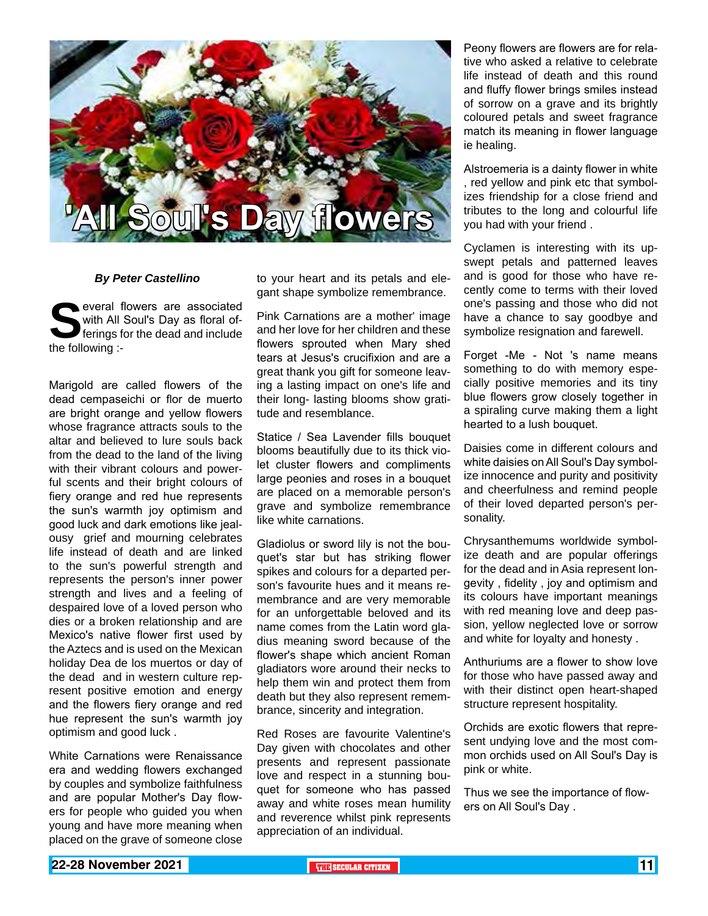# 'All Soul's Day flowers

***By Peter Castellino***

Several flowers are associated with All Soul's Day as floral offerings for the dead and include the following :-

Marigold are called flowers of the dead cempaseichi or flor de muerto are bright orange and yellow flowers whose fragrance attracts souls to the altar and believed to lure souls back from the dead to the land of the living with their vibrant colours and powerful scents and their bright colours of fiery orange and red hue represents the sun's warmth joy optimism and good luck and dark emotions like jealousy grief and mourning celebrates life instead of death and are linked to the sun's powerful strength and represents the person's inner power strength and lives and a feeling of despaired love of a loved person who dies or a broken relationship and are Mexico's native flower first used by the Aztecs and is used on the Mexican holiday Dea de los muertos or day of the dead and in western culture represent positive emotion and energy and the flowers fiery orange and red hue represent the sun's warmth joy optimism and good luck .

White Carnations were Renaissance era and wedding flowers exchanged by couples and symbolize faithfulness and are popular Mother's Day flowers for people who guided you when young and have more meaning when placed on the grave of someone close to your heart and its petals and elegant shape symbolize remembrance.

Pink Carnations are a mother' image and her love for her children and these flowers sprouted when Mary shed tears at Jesus's crucifixion and are a great thank you gift for someone leaving a lasting impact on one's life and their long- lasting blooms show gratitude and resemblance.

Statice / Sea Lavender fills bouquet blooms beautifully due to its thick violet cluster flowers and compliments large peonies and roses in a bouquet are placed on a memorable person's grave and symbolize remembrance like white carnations.

Gladiolus or sword lily is not the bouquet's star but has striking flower spikes and colours for a departed person's favourite hues and it means remembrance and are very memorable for an unforgettable beloved and its name comes from the Latin word gladius meaning sword because of the flower's shape which ancient Roman gladiators wore around their necks to help them win and protect them from death but they also represent remembrance, sincerity and integration.

Red Roses are favourite Valentine's Day given with chocolates and other presents and represent passionate love and respect in a stunning bouquet for someone who has passed away and white roses mean humility and reverence whilst pink represents appreciation of an individual.

Peony flowers are flowers are for relative who asked a relative to celebrate life instead of death and this round and fluffy flower brings smiles instead of sorrow on a grave and its brightly coloured petals and sweet fragrance match its meaning in flower language ie healing.

Alstroemeria is a dainty flower in white , red yellow and pink etc that symbolizes friendship for a close friend and tributes to the long and colourful life you had with your friend .

Cyclamen is interesting with its upswept petals and patterned leaves and is good for those who have recently come to terms with their loved one's passing and those who did not have a chance to say goodbye and symbolize resignation and farewell.

Forget -Me - Not 's name means something to do with memory especially positive memories and its tiny blue flowers grow closely together in a spiraling curve making them a light hearted to a lush bouquet.

Daisies come in different colours and white daisies on All Soul's Day symbolize innocence and purity and positivity and cheerfulness and remind people of their loved departed person's personality.

Chrysanthemums worldwide symbolize death and are popular offerings for the dead and in Asia represent longevity , fidelity , joy and optimism and its colours have important meanings with red meaning love and deep passion, yellow neglected love or sorrow and white for loyalty and honesty .

Anthuriums are a flower to show love for those who have passed away and with their distinct open heart-shaped structure represent hospitality.

Orchids are exotic flowers that represent undying love and the most common orchids used on All Soul's Day is pink or white.

Thus we see the importance of flowers on All Soul's Day .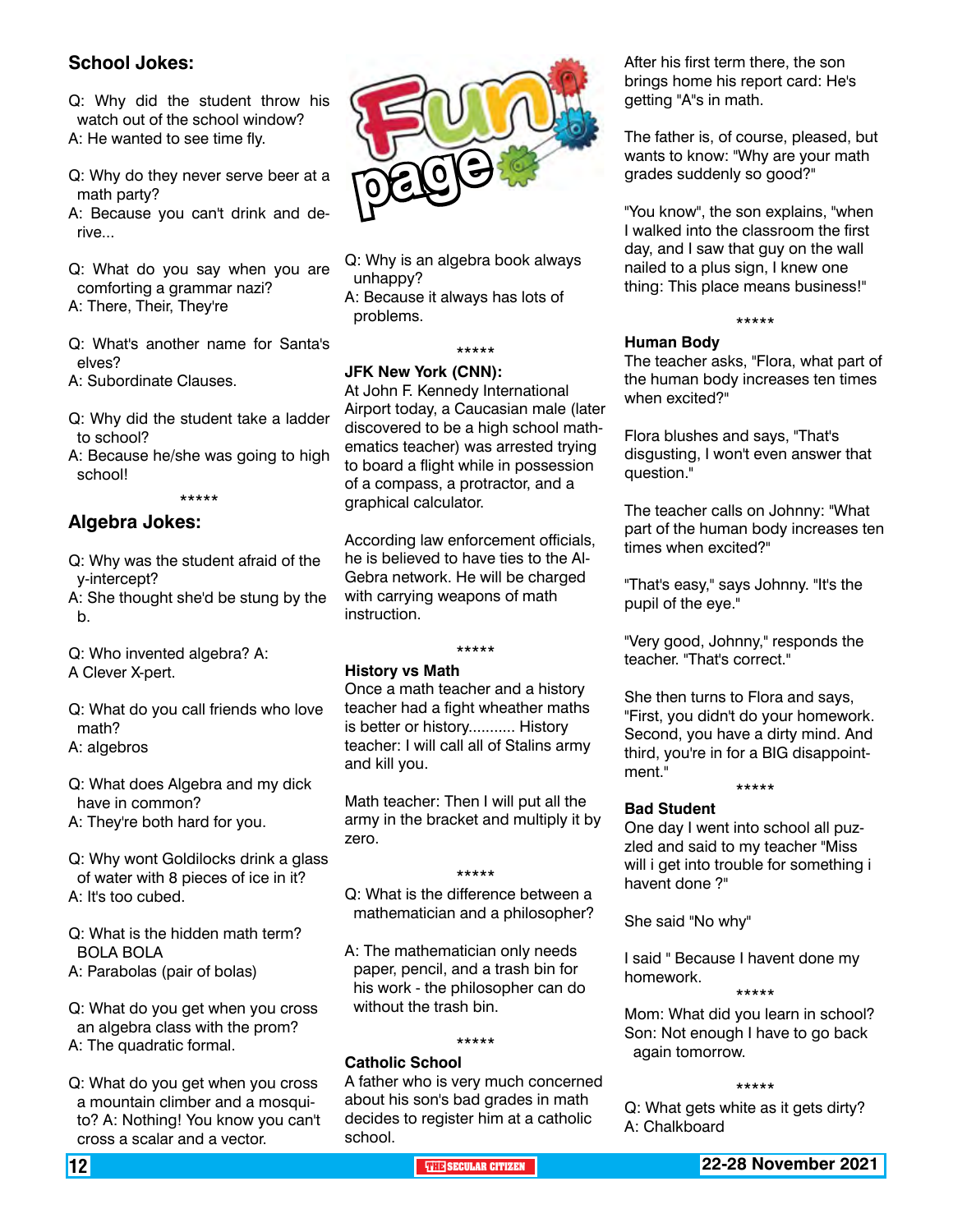## School Jokes:

Q: Why did the student throw his watch out of the school window?
A: He wanted to see time fly.

Q: Why do they never serve beer at a math party?
A: Because you can't drink and derive...

Q: What do you say when you are comforting a grammar nazi?
A: There, Their, They're

Q: What's another name for Santa's elves?
A: Subordinate Clauses.

Q: Why did the student take a ladder to school?
A: Because he/she was going to high school!

*****

## Algebra Jokes:

Q: Why was the student afraid of the y-intercept?
A: She thought she'd be stung by the b.

Q: Who invented algebra? A:
A Clever X-pert.

Q: What do you call friends who love math?
A: algebros

Q: What does Algebra and my dick have in common?
A: They're both hard for you.

Q: Why wont Goldilocks drink a glass of water with 8 pieces of ice in it?
A: It's too cubed.

Q: What is the hidden math term?
BOLA BOLA
A: Parabolas (pair of bolas)

Q: What do you get when you cross an algebra class with the prom?
A: The quadratic formal.

Q: What do you get when you cross a mountain climber and a mosquito? A: Nothing! You know you can't cross a scalar and a vector.

# Fun page

Q: Why is an algebra book always unhappy?
A: Because it always has lots of problems.

*****

**JFK New York (CNN):**
At John F. Kennedy International Airport today, a Caucasian male (later discovered to be a high school mathematics teacher) was arrested trying to board a flight while in possession of a compass, a protractor, and a graphical calculator.

According law enforcement officials, he is believed to have ties to the Al-Gebra network. He will be charged with carrying weapons of math instruction.

*****

**History vs Math**
Once a math teacher and a history teacher had a fight wheather maths is better or history........... History teacher: I will call all of Stalins army and kill you.

Math teacher: Then I will put all the army in the bracket and multiply it by zero.

*****

Q: What is the difference between a mathematician and a philosopher?

A: The mathematician only needs paper, pencil, and a trash bin for his work - the philosopher can do without the trash bin.

*****

**Catholic School**
A father who is very much concerned about his son's bad grades in math decides to register him at a catholic school.

After his first term there, the son brings home his report card: He's getting "A"s in math.

The father is, of course, pleased, but wants to know: "Why are your math grades suddenly so good?"

"You know", the son explains, "when I walked into the classroom the first day, and I saw that guy on the wall nailed to a plus sign, I knew one thing: This place means business!"

*****

**Human Body**
The teacher asks, "Flora, what part of the human body increases ten times when excited?"

Flora blushes and says, "That's disgusting, I won't even answer that question."

The teacher calls on Johnny: "What part of the human body increases ten times when excited?"

"That's easy," says Johnny. "It's the pupil of the eye."

"Very good, Johnny," responds the teacher. "That's correct."

She then turns to Flora and says, "First, you didn't do your homework. Second, you have a dirty mind. And third, you're in for a BIG disappointment."

*****

**Bad Student**
One day I went into school all puzzled and said to my teacher "Miss will i get into trouble for something i havent done ?"

She said "No why"

I said " Because I havent done my homework.

*****

Mom: What did you learn in school?
Son: Not enough I have to go back again tomorrow.

*****

Q: What gets white as it gets dirty?
A: Chalkboard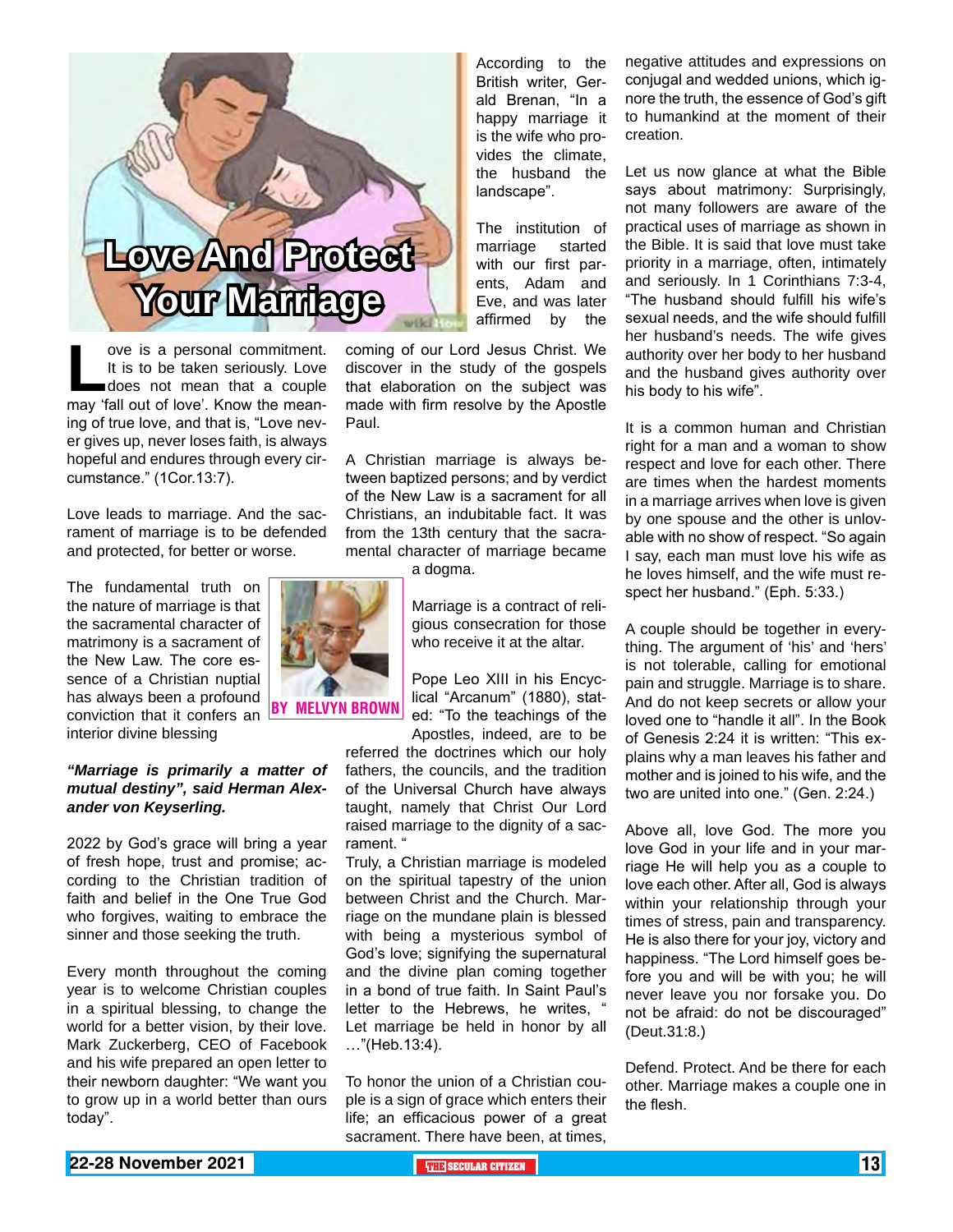# Love And Protect Your Marriage

BY MELVYN BROWN

Love is a personal commitment. It is to be taken seriously. Love does not mean that a couple may 'fall out of love'. Know the meaning of true love, and that is, "Love never gives up, never loses faith, is always hopeful and endures through every circumstance." (1Cor.13:7).

Love leads to marriage. And the sacrament of marriage is to be defended and protected, for better or worse.

The fundamental truth on the nature of marriage is that the sacramental character of matrimony is a sacrament of the New Law. The core essence of a Christian nuptial has always been a profound conviction that it confers an interior divine blessing

***"Marriage is primarily a matter of mutual destiny", said Herman Alexander von Keyserling.***

2022 by God's grace will bring a year of fresh hope, trust and promise; according to the Christian tradition of faith and belief in the One True God who forgives, waiting to embrace the sinner and those seeking the truth.

Every month throughout the coming year is to welcome Christian couples in a spiritual blessing, to change the world for a better vision, by their love. Mark Zuckerberg, CEO of Facebook and his wife prepared an open letter to their newborn daughter: "We want you to grow up in a world better than ours today".

According to the British writer, Gerald Brenan, "In a happy marriage it is the wife who provides the climate, the husband the landscape".

The institution of marriage started with our first parents, Adam and Eve, and was later affirmed by the coming of our Lord Jesus Christ. We discover in the study of the gospels that elaboration on the subject was made with firm resolve by the Apostle Paul.

A Christian marriage is always between baptized persons; and by verdict of the New Law is a sacrament for all Christians, an indubitable fact. It was from the 13th century that the sacramental character of marriage became a dogma.

Marriage is a contract of religious consecration for those who receive it at the altar.

Pope Leo XIII in his Encyclical "Arcanum" (1880), stated: "To the teachings of the Apostles, indeed, are to be referred the doctrines which our holy fathers, the councils, and the tradition of the Universal Church have always taught, namely that Christ Our Lord raised marriage to the dignity of a sacrament. "

Truly, a Christian marriage is modeled on the spiritual tapestry of the union between Christ and the Church. Marriage on the mundane plain is blessed with being a mysterious symbol of God's love; signifying the supernatural and the divine plan coming together in a bond of true faith. In Saint Paul's letter to the Hebrews, he writes, " Let marriage be held in honor by all …"(Heb.13:4).

To honor the union of a Christian couple is a sign of grace which enters their life; an efficacious power of a great sacrament. There have been, at times, negative attitudes and expressions on conjugal and wedded unions, which ignore the truth, the essence of God's gift to humankind at the moment of their creation.

Let us now glance at what the Bible says about matrimony: Surprisingly, not many followers are aware of the practical uses of marriage as shown in the Bible. It is said that love must take priority in a marriage, often, intimately and seriously. In 1 Corinthians 7:3-4, "The husband should fulfill his wife's sexual needs, and the wife should fulfill her husband's needs. The wife gives authority over her body to her husband and the husband gives authority over his body to his wife".

It is a common human and Christian right for a man and a woman to show respect and love for each other. There are times when the hardest moments in a marriage arrives when love is given by one spouse and the other is unlovable with no show of respect. "So again I say, each man must love his wife as he loves himself, and the wife must respect her husband." (Eph. 5:33.)

A couple should be together in everything. The argument of 'his' and 'hers' is not tolerable, calling for emotional pain and struggle. Marriage is to share. And do not keep secrets or allow your loved one to "handle it all". In the Book of Genesis 2:24 it is written: "This explains why a man leaves his father and mother and is joined to his wife, and the two are united into one." (Gen. 2:24.)

Above all, love God. The more you love God in your life and in your marriage He will help you as a couple to love each other. After all, God is always within your relationship through your times of stress, pain and transparency. He is also there for your joy, victory and happiness. "The Lord himself goes before you and will be with you; he will never leave you nor forsake you. Do not be afraid: do not be discouraged" (Deut.31:8.)

Defend. Protect. And be there for each other. Marriage makes a couple one in the flesh.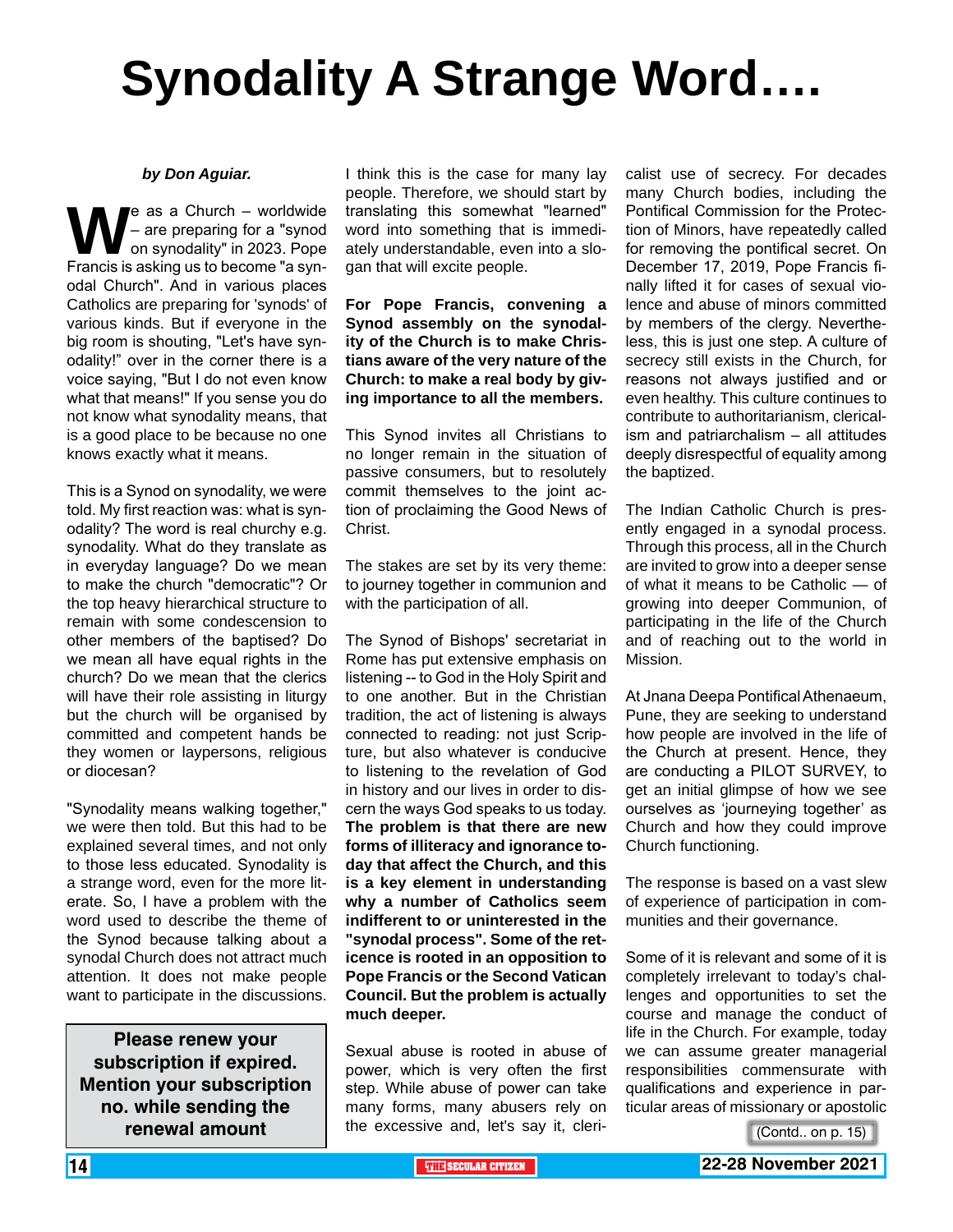# Synodality A Strange Word….

***by Don Aguiar.***

We as a Church – worldwide – are preparing for a "synod on synodality" in 2023. Pope Francis is asking us to become "a synodal Church". And in various places Catholics are preparing for 'synods' of various kinds. But if everyone in the big room is shouting, "Let's have synodality!" over in the corner there is a voice saying, "But I do not even know what that means!" If you sense you do not know what synodality means, that is a good place to be because no one knows exactly what it means.

This is a Synod on synodality, we were told. My first reaction was: what is synodality? The word is real churchy e.g. synodality. What do they translate as in everyday language? Do we mean to make the church "democratic"? Or the top heavy hierarchical structure to remain with some condescension to other members of the baptised? Do we mean all have equal rights in the church? Do we mean that the clerics will have their role assisting in liturgy but the church will be organised by committed and competent hands be they women or laypersons, religious or diocesan?

"Synodality means walking together," we were then told. But this had to be explained several times, and not only to those less educated. Synodality is a strange word, even for the more literate. So, I have a problem with the word used to describe the theme of the Synod because talking about a synodal Church does not attract much attention. It does not make people want to participate in the discussions.

**Please renew your subscription if expired. Mention your subscription no. while sending the renewal amount**

I think this is the case for many lay people. Therefore, we should start by translating this somewhat "learned" word into something that is immediately understandable, even into a slogan that will excite people.

**For Pope Francis, convening a Synod assembly on the synodality of the Church is to make Christians aware of the very nature of the Church: to make a real body by giving importance to all the members.**

This Synod invites all Christians to no longer remain in the situation of passive consumers, but to resolutely commit themselves to the joint action of proclaiming the Good News of Christ.

The stakes are set by its very theme: to journey together in communion and with the participation of all.

The Synod of Bishops' secretariat in Rome has put extensive emphasis on listening -- to God in the Holy Spirit and to one another. But in the Christian tradition, the act of listening is always connected to reading: not just Scripture, but also whatever is conducive to listening to the revelation of God in history and our lives in order to discern the ways God speaks to us today. **The problem is that there are new forms of illiteracy and ignorance today that affect the Church, and this is a key element in understanding why a number of Catholics seem indifferent to or uninterested in the "synodal process". Some of the reticence is rooted in an opposition to Pope Francis or the Second Vatican Council. But the problem is actually much deeper.**

Sexual abuse is rooted in abuse of power, which is very often the first step. While abuse of power can take many forms, many abusers rely on the excessive and, let's say it, clericalist use of secrecy. For decades many Church bodies, including the Pontifical Commission for the Protection of Minors, have repeatedly called for removing the pontifical secret. On December 17, 2019, Pope Francis finally lifted it for cases of sexual violence and abuse of minors committed by members of the clergy. Nevertheless, this is just one step. A culture of secrecy still exists in the Church, for reasons not always justified and or even healthy. This culture continues to contribute to authoritarianism, clericalism and patriarchalism – all attitudes deeply disrespectful of equality among the baptized.

The Indian Catholic Church is presently engaged in a synodal process. Through this process, all in the Church are invited to grow into a deeper sense of what it means to be Catholic — of growing into deeper Communion, of participating in the life of the Church and of reaching out to the world in Mission.

At Jnana Deepa Pontifical Athenaeum, Pune, they are seeking to understand how people are involved in the life of the Church at present. Hence, they are conducting a PILOT SURVEY, to get an initial glimpse of how we see ourselves as 'journeying together' as Church and how they could improve Church functioning.

The response is based on a vast slew of experience of participation in communities and their governance.

Some of it is relevant and some of it is completely irrelevant to today's challenges and opportunities to set the course and manage the conduct of life in the Church. For example, today we can assume greater managerial responsibilities commensurate with qualifications and experience in particular areas of missionary or apostolic

(Contd.. on p. 15)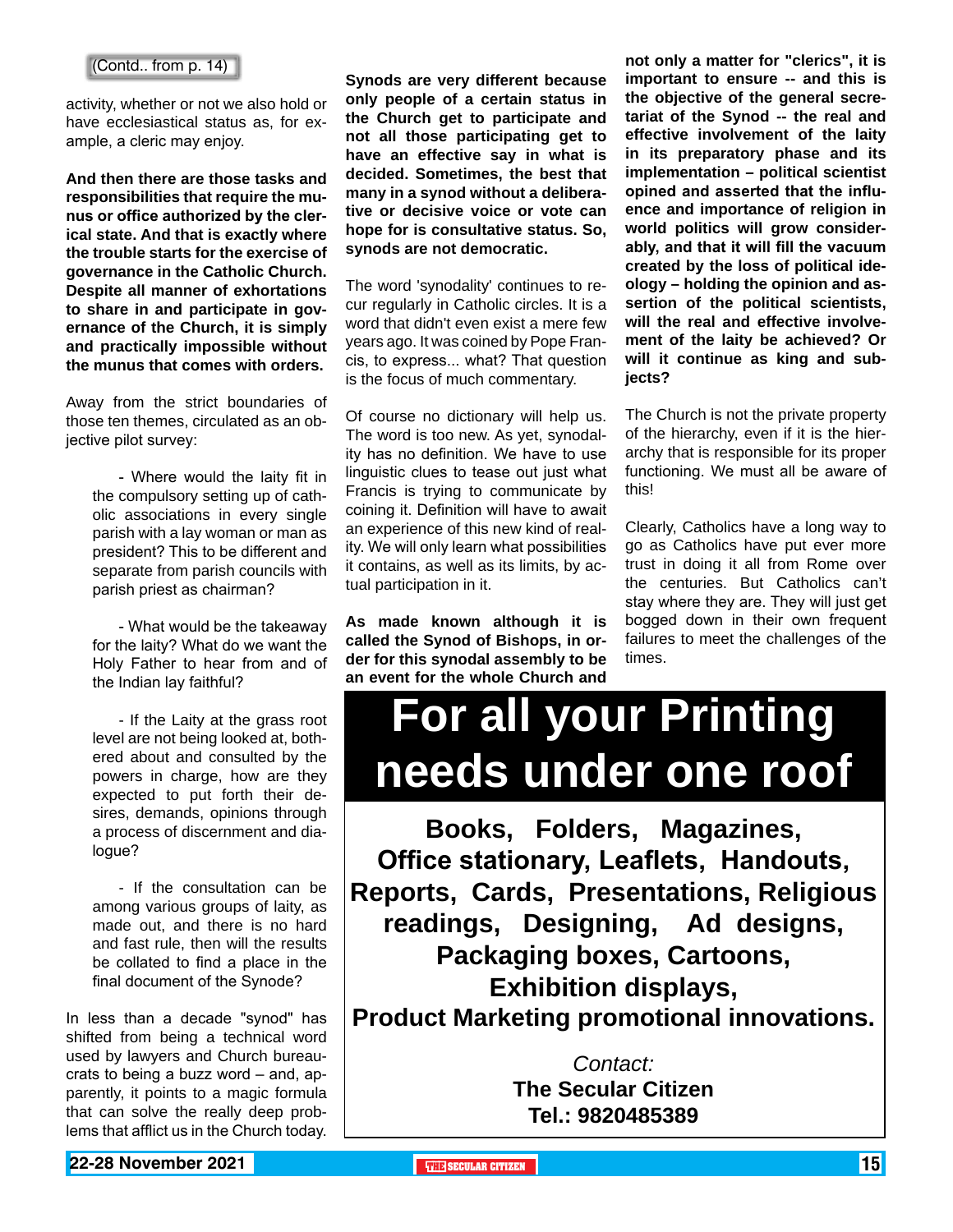(Contd.. from p. 14)

activity, whether or not we also hold or have ecclesiastical status as, for example, a cleric may enjoy.

**And then there are those tasks and responsibilities that require the munus or office authorized by the clerical state. And that is exactly where the trouble starts for the exercise of governance in the Catholic Church. Despite all manner of exhortations to share in and participate in governance of the Church, it is simply and practically impossible without the munus that comes with orders.**

Away from the strict boundaries of those ten themes, circulated as an objective pilot survey:

- Where would the laity fit in the compulsory setting up of catholic associations in every single parish with a lay woman or man as president? This to be different and separate from parish councils with parish priest as chairman?

- What would be the takeaway for the laity? What do we want the Holy Father to hear from and of the Indian lay faithful?

- If the Laity at the grass root level are not being looked at, bothered about and consulted by the powers in charge, how are they expected to put forth their desires, demands, opinions through a process of discernment and dialogue?

- If the consultation can be among various groups of laity, as made out, and there is no hard and fast rule, then will the results be collated to find a place in the final document of the Synode?

In less than a decade "synod" has shifted from being a technical word used by lawyers and Church bureaucrats to being a buzz word – and, apparently, it points to a magic formula that can solve the really deep problems that afflict us in the Church today.

**Synods are very different because only people of a certain status in the Church get to participate and not all those participating get to have an effective say in what is decided. Sometimes, the best that many in a synod without a deliberative or decisive voice or vote can hope for is consultative status. So, synods are not democratic.**

The word 'synodality' continues to recur regularly in Catholic circles. It is a word that didn't even exist a mere few years ago. It was coined by Pope Francis, to express... what? That question is the focus of much commentary.

Of course no dictionary will help us. The word is too new. As yet, synodality has no definition. We have to use linguistic clues to tease out just what Francis is trying to communicate by coining it. Definition will have to await an experience of this new kind of reality. We will only learn what possibilities it contains, as well as its limits, by actual participation in it.

**As made known although it is called the Synod of Bishops, in order for this synodal assembly to be an event for the whole Church and not only a matter for "clerics", it is important to ensure -- and this is the objective of the general secretariat of the Synod -- the real and effective involvement of the laity in its preparatory phase and its implementation – political scientist opined and asserted that the influence and importance of religion in world politics will grow considerably, and that it will fill the vacuum created by the loss of political ideology – holding the opinion and assertion of the political scientists, will the real and effective involvement of the laity be achieved? Or will it continue as king and subjects?**

The Church is not the private property of the hierarchy, even if it is the hierarchy that is responsible for its proper functioning. We must all be aware of this!

Clearly, Catholics have a long way to go as Catholics have put ever more trust in doing it all from Rome over the centuries. But Catholics can't stay where they are. They will just get bogged down in their own frequent failures to meet the challenges of the times.

# For all your Printing needs under one roof

**Books, Folders, Magazines, Office stationary, Leaflets, Handouts, Reports, Cards, Presentations, Religious readings, Designing, Ad designs, Packaging boxes, Cartoons, Exhibition displays, Product Marketing promotional innovations.**

*Contact:*
**The Secular Citizen**
**Tel.: 9820485389**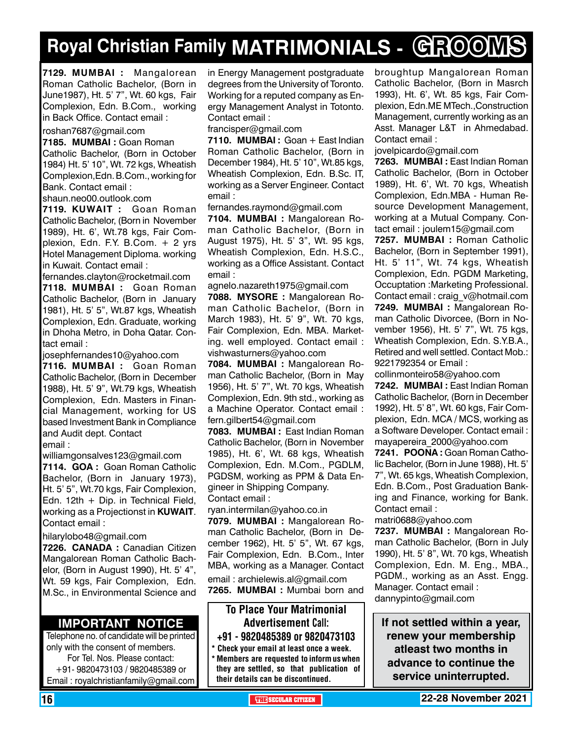# Royal Christian Family MATRIMONIALS - GROOMS

**7129. MUMBAI :** Mangalorean Roman Catholic Bachelor, (Born in June1987), Ht. 5' 7", Wt. 60 kgs, Fair Complexion, Edn. B.Com., working in Back Office. Contact email : roshan7687@gmail.com

**7185. MUMBAI :** Goan Roman Catholic Bachelor, (Born in October 1984) Ht. 5' 10", Wt. 72 kgs, Wheatish Complexion,Edn. B.Com., working for Bank. Contact email : shaun.neo00.outlook.com

**7119. KUWAIT :** Goan Roman Catholic Bachelor, (Born in November 1989), Ht. 6', Wt.78 kgs, Fair Complexion, Edn. F.Y. B.Com. + 2 yrs Hotel Management Diploma. working in Kuwait. Contact email : fernandes.clayton@rocketmail.com

**7118. MUMBAI :** Goan Roman Catholic Bachelor, (Born in January 1981), Ht. 5' 5", Wt.87 kgs, Wheatish Complexion, Edn. Graduate, working in Dhoha Metro, in Doha Qatar. Contact email : josephfernandes10@yahoo.com

**7116. MUMBAI :** Goan Roman Catholic Bachelor, (Born in December 1988), Ht. 5' 9", Wt.79 kgs, Wheatish Complexion, Edn. Masters in Financial Management, working for US based Investment Bank in Compliance and Audit dept. Contact email : williamgonsalves123@gmail.com

**7114. GOA :** Goan Roman Catholic Bachelor, (Born in January 1973), Ht. 5' 5", Wt.70 kgs, Fair Complexion, Edn. 12th + Dip. in Technical Field, working as a Projectionst in **KUWAIT**. Contact email : hilarylobo48@gmail.com

**7226. CANADA :** Canadian Citizen Mangalorean Roman Catholic Bachelor, (Born in August 1990), Ht. 5' 4", Wt. 59 kgs, Fair Complexion, Edn. M.Sc., in Environmental Science and in Energy Management postgraduate degrees from the University of Toronto. Working for a reputed company as Energy Management Analyst in Totonto. Contact email : francisper@gmail.com

**7110. MUMBAI :** Goan + East Indian Roman Catholic Bachelor, (Born in December 1984), Ht. 5' 10", Wt.85 kgs, Wheatish Complexion, Edn. B.Sc. IT, working as a Server Engineer. Contact email : fernandes.raymond@gmail.com

**7104. MUMBAI :** Mangalorean Roman Catholic Bachelor, (Born in August 1975), Ht. 5' 3", Wt. 95 kgs, Wheatish Complexion, Edn. H.S.C., working as a Office Assistant. Contact email : agnelo.nazareth1975@gmail.com

**7088. MYSORE :** Mangalorean Roman Catholic Bachelor, (Born in March 1983), Ht. 5' 9", Wt. 70 kgs, Fair Complexion, Edn. MBA. Marketing. well employed. Contact email : vishwasturners@yahoo.com

**7084. MUMBAI :** Mangalorean Roman Catholic Bachelor, (Born in May 1956), Ht. 5' 7", Wt. 70 kgs, Wheatish Complexion, Edn. 9th std., working as a Machine Operator. Contact email : fern.gilbert54@gmail.com

**7083. MUMBAI :** East Indian Roman Catholic Bachelor, (Born in November 1985), Ht. 6', Wt. 68 kgs, Wheatish Complexion, Edn. M.Com., PGDLM, PGDSM, working as PPM & Data Engineer in Shipping Company. Contact email : ryan.intermilan@yahoo.co.in

**7079. MUMBAI :** Mangalorean Roman Catholic Bachelor, (Born in December 1962), Ht. 5' 5", Wt. 67 kgs, Fair Complexion, Edn. B.Com., Inter MBA, working as a Manager. Contact email : archielewis.al@gmail.com

**7265. MUMBAI :** Mumbai born and broughtup Mangalorean Roman Catholic Bachelor, (Born in Masrch 1993), Ht. 6', Wt. 85 kgs, Fair Complexion, Edn.ME MTech.,Construction Management, currently working as an Asst. Manager L&T in Ahmedabad. Contact email : jovelpicardo@gmail.com

**7263. MUMBAI :** East Indian Roman Catholic Bachelor, (Born in October 1989), Ht. 6', Wt. 70 kgs, Wheatish Complexion, Edn.MBA - Human Resource Development Management, working at a Mutual Company. Contact email : joulem15@gmail.com

**7257. MUMBAI :** Roman Catholic Bachelor, (Born in September 1991), Ht. 5' 11", Wt. 74 kgs, Wheatish Complexion, Edn. PGDM Marketing, Occuptation :Marketing Professional. Contact email : craig_v@hotmail.com

**7249. MUMBAI :** Mangalorean Roman Catholic Divorcee, (Born in November 1956), Ht. 5' 7", Wt. 75 kgs, Wheatish Complexion, Edn. S.Y.B.A., Retired and well settled. Contact Mob.: 9221792354 or Email : collinmonteiro58@yahoo.com

**7242. MUMBAI :** East Indian Roman Catholic Bachelor, (Born in December 1992), Ht. 5' 8", Wt. 60 kgs, Fair Complexion, Edn. MCA / MCS, working as a Software Developer. Contact email : mayapereira_2000@yahoo.com

**7241. POONA :** Goan Roman Catholic Bachelor, (Born in June 1988), Ht. 5' 7", Wt. 65 kgs, Wheatish Complexion, Edn. B.Com., Post Graduation Banking and Finance, working for Bank. Contact email : matri0688@yahoo.com

**7237. MUMBAI :** Mangalorean Roman Catholic Bachelor, (Born in July 1990), Ht. 5' 8", Wt. 70 kgs, Wheatish Complexion, Edn. M. Eng., MBA., PGDM., working as an Asst. Engg. Manager. Contact email : dannypinto@gmail.com

## IMPORTANT NOTICE

Telephone no. of candidate will be printed only with the consent of members.
For Tel. Nos. Please contact:
+91- 9820473103 / 9820485389 or
Email : royalchristianfamily@gmail.com

**To Place Your Matrimonial Advertisement Call:**
**+91 - 9820485389 or 9820473103**

- **Check your email at least once a week.**
- **Members are requested to inform us when they are settled, so that publication of their details can be discontinued.**

**If not settled within a year, renew your membership atleast two months in advance to continue the service uninterrupted.**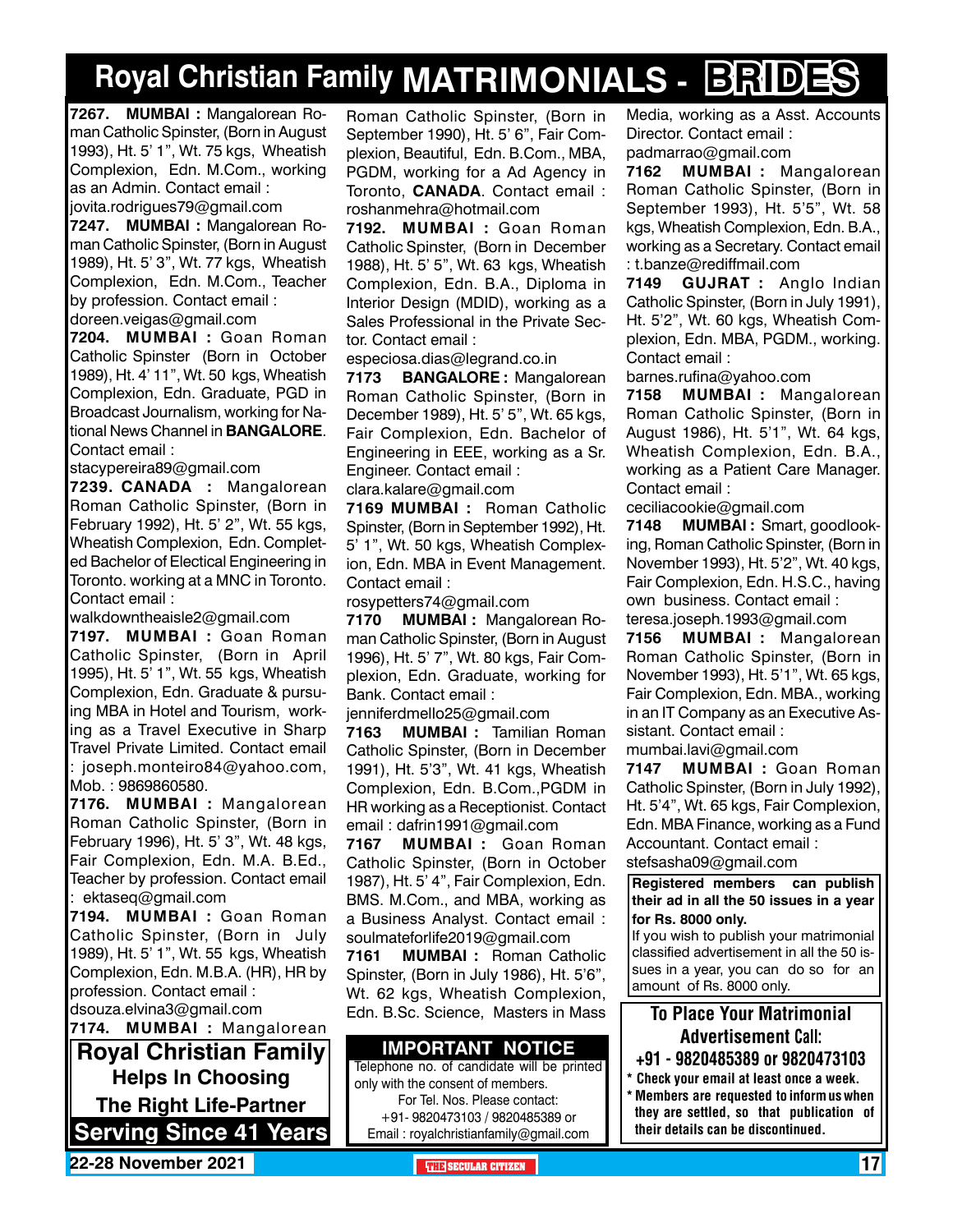# Royal Christian Family MATRIMONIALS - BRIDES

**7267. MUMBAI :** Mangalorean Roman Catholic Spinster, (Born in August 1993), Ht. 5' 1", Wt. 75 kgs, Wheatish Complexion, Edn. M.Com., working as an Admin. Contact email : jovita.rodrigues79@gmail.com

**7247. MUMBAI :** Mangalorean Roman Catholic Spinster, (Born in August 1989), Ht. 5' 3", Wt. 77 kgs, Wheatish Complexion, Edn. M.Com., Teacher by profession. Contact email : doreen.veigas@gmail.com

**7204. MUMBAI :** Goan Roman Catholic Spinster (Born in October 1989), Ht. 4' 11", Wt. 50 kgs, Wheatish Complexion, Edn. Graduate, PGD in Broadcast Journalism, working for National News Channel in **BANGALORE**. Contact email : stacypereira89@gmail.com

**7239. CANADA :** Mangalorean Roman Catholic Spinster, (Born in February 1992), Ht. 5' 2", Wt. 55 kgs, Wheatish Complexion, Edn. Completed Bachelor of Electical Engineering in Toronto. working at a MNC in Toronto. Contact email : walkdowntheaisle2@gmail.com

**7197. MUMBAI :** Goan Roman Catholic Spinster, (Born in April 1995), Ht. 5' 1", Wt. 55 kgs, Wheatish Complexion, Edn. Graduate & pursuing MBA in Hotel and Tourism, working as a Travel Executive in Sharp Travel Private Limited. Contact email : joseph.monteiro84@yahoo.com, Mob. : 9869860580.

**7176. MUMBAI :** Mangalorean Roman Catholic Spinster, (Born in February 1996), Ht. 5' 3", Wt. 48 kgs, Fair Complexion, Edn. M.A. B.Ed., Teacher by profession. Contact email : ektaseq@gmail.com

**7194. MUMBAI :** Goan Roman Catholic Spinster, (Born in July 1989), Ht. 5' 1", Wt. 55 kgs, Wheatish Complexion, Edn. M.B.A. (HR), HR by profession. Contact email : dsouza.elvina3@gmail.com

**7174. MUMBAI :** Mangalorean Roman Catholic Spinster, (Born in September 1990), Ht. 5' 6", Fair Complexion, Beautiful, Edn. B.Com., MBA, PGDM, working for a Ad Agency in Toronto, **CANADA**. Contact email : roshanmehra@hotmail.com

**7192. MUMBAI :** Goan Roman Catholic Spinster, (Born in December 1988), Ht. 5' 5", Wt. 63 kgs, Wheatish Complexion, Edn. B.A., Diploma in Interior Design (MDID), working as a Sales Professional in the Private Sector. Contact email : especiosa.dias@legrand.co.in

**7173 BANGALORE :** Mangalorean Roman Catholic Spinster, (Born in December 1989), Ht. 5' 5", Wt. 65 kgs, Fair Complexion, Edn. Bachelor of Engineering in EEE, working as a Sr. Engineer. Contact email : clara.kalare@gmail.com

**7169 MUMBAI :** Roman Catholic Spinster, (Born in September 1992), Ht. 5' 1", Wt. 50 kgs, Wheatish Complexion, Edn. MBA in Event Management. Contact email : rosypetters74@gmail.com

**7170 MUMBAI :** Mangalorean Roman Catholic Spinster, (Born in August 1996), Ht. 5' 7", Wt. 80 kgs, Fair Complexion, Edn. Graduate, working for Bank. Contact email : jenniferdmello25@gmail.com

**7163 MUMBAI :** Tamilian Roman Catholic Spinster, (Born in December 1991), Ht. 5'3", Wt. 41 kgs, Wheatish Complexion, Edn. B.Com.,PGDM in HR working as a Receptionist. Contact email : dafrin1991@gmail.com

**7167 MUMBAI :** Goan Roman Catholic Spinster, (Born in October 1987), Ht. 5' 4", Fair Complexion, Edn. BMS. M.Com., and MBA, working as a Business Analyst. Contact email : soulmateforlife2019@gmail.com

**7161 MUMBAI :** Roman Catholic Spinster, (Born in July 1986), Ht. 5'6", Wt. 62 kgs, Wheatish Complexion, Edn. B.Sc. Science, Masters in Mass Media, working as a Asst. Accounts Director. Contact email : padmarrao@gmail.com

**7162 MUMBAI :** Mangalorean Roman Catholic Spinster, (Born in September 1993), Ht. 5'5", Wt. 58 kgs, Wheatish Complexion, Edn. B.A., working as a Secretary. Contact email : t.banze@rediffmail.com

**7149 GUJRAT :** Anglo Indian Catholic Spinster, (Born in July 1991), Ht. 5'2", Wt. 60 kgs, Wheatish Complexion, Edn. MBA, PGDM., working. Contact email : barnes.rufina@yahoo.com

**7158 MUMBAI :** Mangalorean Roman Catholic Spinster, (Born in August 1986), Ht. 5'1", Wt. 64 kgs, Wheatish Complexion, Edn. B.A., working as a Patient Care Manager. Contact email : ceciliacookie@gmail.com

**7148 MUMBAI :** Smart, goodlooking, Roman Catholic Spinster, (Born in November 1993), Ht. 5'2", Wt. 40 kgs, Fair Complexion, Edn. H.S.C., having own business. Contact email : teresa.joseph.1993@gmail.com

**7156 MUMBAI :** Mangalorean Roman Catholic Spinster, (Born in November 1993), Ht. 5'1", Wt. 65 kgs, Fair Complexion, Edn. MBA., working in an IT Company as an Executive Assistant. Contact email : mumbai.lavi@gmail.com

**7147 MUMBAI :** Goan Roman Catholic Spinster, (Born in July 1992), Ht. 5'4", Wt. 65 kgs, Fair Complexion, Edn. MBA Finance, working as a Fund Accountant. Contact email : stefsasha09@gmail.com

**Royal Christian Family Helps In Choosing The Right Life-Partner**
**Serving Since 41 Years**

**IMPORTANT NOTICE**

Telephone no. of candidate will be printed only with the consent of members.
For Tel. Nos. Please contact:
+91- 9820473103 / 9820485389 or
Email : royalchristianfamily@gmail.com

**Registered members can publish their ad in all the 50 issues in a year for Rs. 8000 only.**

If you wish to publish your matrimonial classified advertisement in all the 50 issues in a year, you can do so for an amount of Rs. 8000 only.

**To Place Your Matrimonial Advertisement Call:**
**+91 - 9820485389 or 9820473103**

- **Check your email at least once a week.**
- **Members are requested to inform us when they are settled, so that publication of their details can be discontinued.**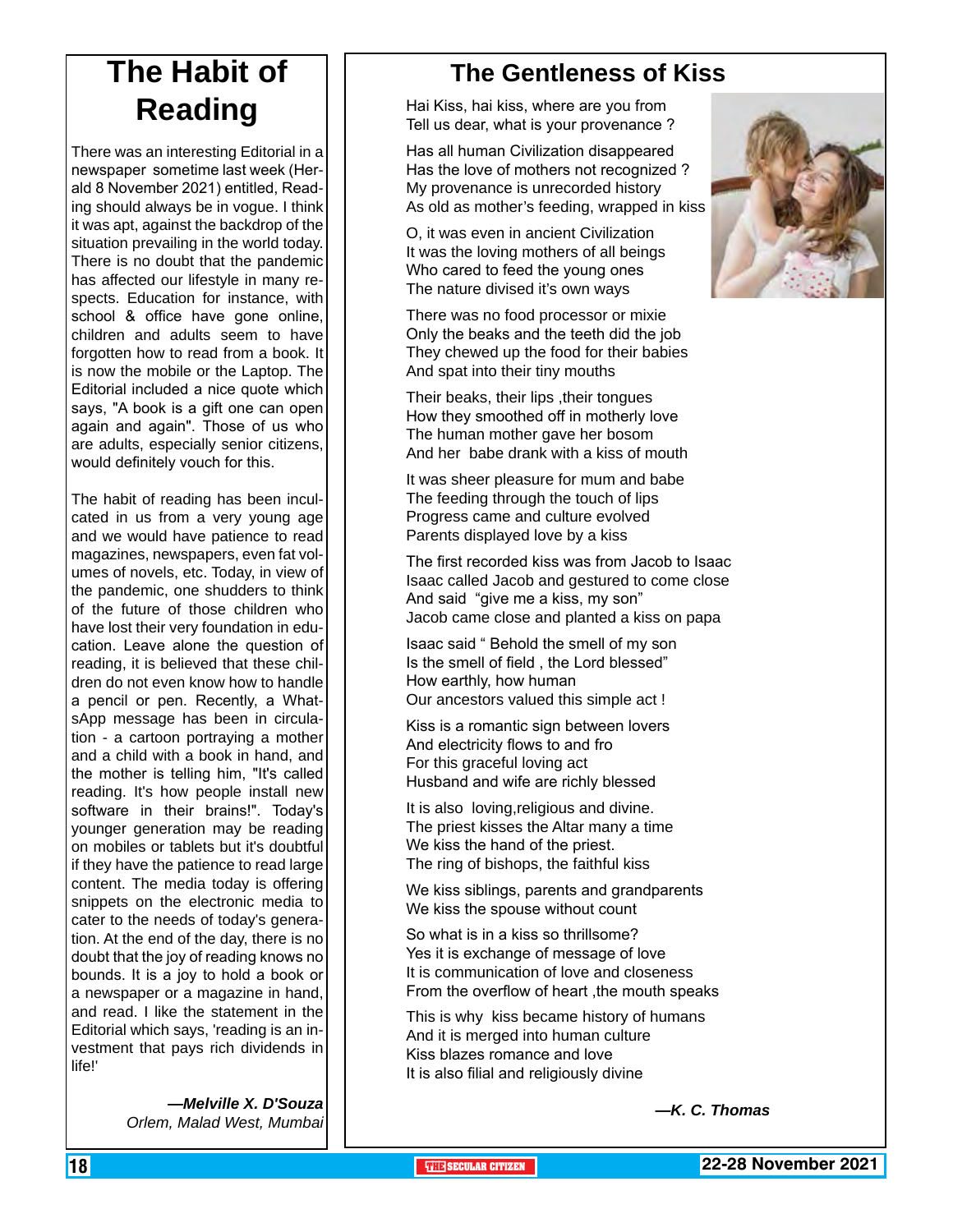# The Habit of Reading

There was an interesting Editorial in a newspaper sometime last week (Herald 8 November 2021) entitled, Reading should always be in vogue. I think it was apt, against the backdrop of the situation prevailing in the world today. There is no doubt that the pandemic has affected our lifestyle in many respects. Education for instance, with school & office have gone online, children and adults seem to have forgotten how to read from a book. It is now the mobile or the Laptop. The Editorial included a nice quote which says, "A book is a gift one can open again and again". Those of us who are adults, especially senior citizens, would definitely vouch for this.

The habit of reading has been inculcated in us from a very young age and we would have patience to read magazines, newspapers, even fat volumes of novels, etc. Today, in view of the pandemic, one shudders to think of the future of those children who have lost their very foundation in education. Leave alone the question of reading, it is believed that these children do not even know how to handle a pencil or pen. Recently, a WhatsApp message has been in circulation - a cartoon portraying a mother and a child with a book in hand, and the mother is telling him, "It's called reading. It's how people install new software in their brains!". Today's younger generation may be reading on mobiles or tablets but it's doubtful if they have the patience to read large content. The media today is offering snippets on the electronic media to cater to the needs of today's generation. At the end of the day, there is no doubt that the joy of reading knows no bounds. It is a joy to hold a book or a newspaper or a magazine in hand, and read. I like the statement in the Editorial which says, 'reading is an investment that pays rich dividends in life!'

***—Melville X. D'Souza***
*Orlem, Malad West, Mumbai*

# The Gentleness of Kiss

Hai Kiss, hai kiss, where are you from
Tell us dear, what is your provenance ?

Has all human Civilization disappeared
Has the love of mothers not recognized ?
My provenance is unrecorded history
As old as mother's feeding, wrapped in kiss

O, it was even in ancient Civilization
It was the loving mothers of all beings
Who cared to feed the young ones
The nature divised it's own ways

There was no food processor or mixie
Only the beaks and the teeth did the job
They chewed up the food for their babies
And spat into their tiny mouths

Their beaks, their lips ,their tongues
How they smoothed off in motherly love
The human mother gave her bosom
And her babe drank with a kiss of mouth

It was sheer pleasure for mum and babe
The feeding through the touch of lips
Progress came and culture evolved
Parents displayed love by a kiss

The first recorded kiss was from Jacob to Isaac
Isaac called Jacob and gestured to come close
And said "give me a kiss, my son"
Jacob came close and planted a kiss on papa

Isaac said " Behold the smell of my son
Is the smell of field , the Lord blessed"
How earthly, how human
Our ancestors valued this simple act !

Kiss is a romantic sign between lovers
And electricity flows to and fro
For this graceful loving act
Husband and wife are richly blessed

It is also loving,religious and divine.
The priest kisses the Altar many a time
We kiss the hand of the priest.
The ring of bishops, the faithful kiss

We kiss siblings, parents and grandparents
We kiss the spouse without count

So what is in a kiss so thrillsome?
Yes it is exchange of message of love
It is communication of love and closeness
From the overflow of heart ,the mouth speaks

This is why kiss became history of humans
And it is merged into human culture
Kiss blazes romance and love
It is also filial and religiously divine

***—K. C. Thomas***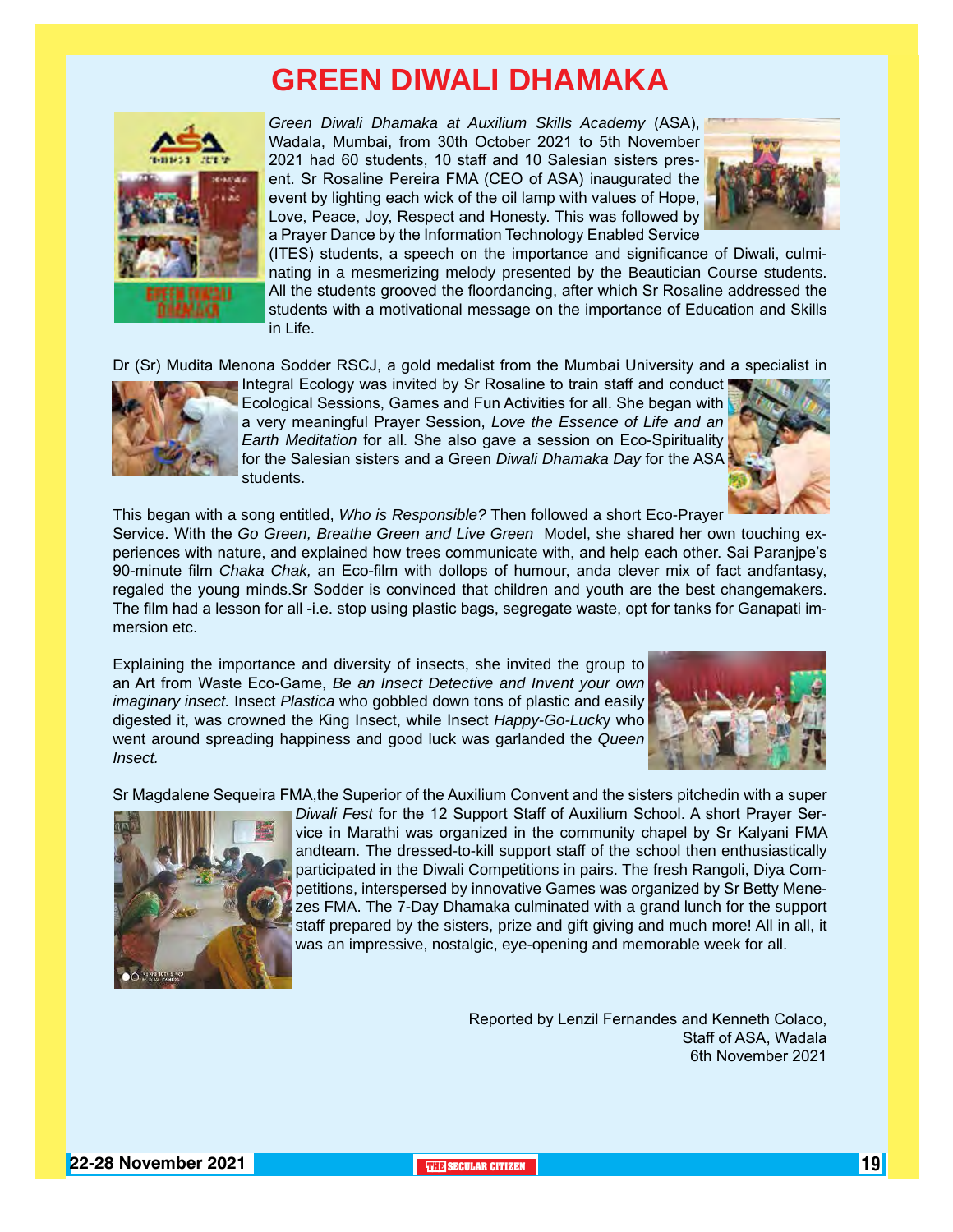# GREEN DIWALI DHAMAKA

*Green Diwali Dhamaka at Auxilium Skills Academy* (ASA), Wadala, Mumbai, from 30th October 2021 to 5th November 2021 had 60 students, 10 staff and 10 Salesian sisters present. Sr Rosaline Pereira FMA (CEO of ASA) inaugurated the event by lighting each wick of the oil lamp with values of Hope, Love, Peace, Joy, Respect and Honesty. This was followed by a Prayer Dance by the Information Technology Enabled Service (ITES) students, a speech on the importance and significance of Diwali, culminating in a mesmerizing melody presented by the Beautician Course students. All the students grooved the floordancing, after which Sr Rosaline addressed the students with a motivational message on the importance of Education and Skills in Life.

Dr (Sr) Mudita Menona Sodder RSCJ, a gold medalist from the Mumbai University and a specialist in Integral Ecology was invited by Sr Rosaline to train staff and conduct Ecological Sessions, Games and Fun Activities for all. She began with a very meaningful Prayer Session, *Love the Essence of Life and an Earth Meditation* for all. She also gave a session on Eco-Spirituality for the Salesian sisters and a Green *Diwali Dhamaka Day* for the ASA students.

This began with a song entitled, *Who is Responsible?* Then followed a short Eco-Prayer Service. With the *Go Green, Breathe Green and Live Green* Model, she shared her own touching experiences with nature, and explained how trees communicate with, and help each other. Sai Paranjpe's 90-minute film *Chaka Chak,* an Eco-film with dollops of humour, anda clever mix of fact andfantasy, regaled the young minds.Sr Sodder is convinced that children and youth are the best changemakers. The film had a lesson for all -i.e. stop using plastic bags, segregate waste, opt for tanks for Ganapati immersion etc.

Explaining the importance and diversity of insects, she invited the group to an Art from Waste Eco-Game, *Be an Insect Detective and Invent your own imaginary insect.* Insect *Plastica* who gobbled down tons of plastic and easily digested it, was crowned the King Insect, while Insect *Happy-Go-Lucky* who went around spreading happiness and good luck was garlanded the *Queen Insect.*

Sr Magdalene Sequeira FMA,the Superior of the Auxilium Convent and the sisters pitchedin with a super *Diwali Fest* for the 12 Support Staff of Auxilium School. A short Prayer Service in Marathi was organized in the community chapel by Sr Kalyani FMA andteam. The dressed-to-kill support staff of the school then enthusiastically participated in the Diwali Competitions in pairs. The fresh Rangoli, Diya Competitions, interspersed by innovative Games was organized by Sr Betty Menezes FMA. The 7-Day Dhamaka culminated with a grand lunch for the support staff prepared by the sisters, prize and gift giving and much more! All in all, it was an impressive, nostalgic, eye-opening and memorable week for all.

Reported by Lenzil Fernandes and Kenneth Colaco,
Staff of ASA, Wadala
6th November 2021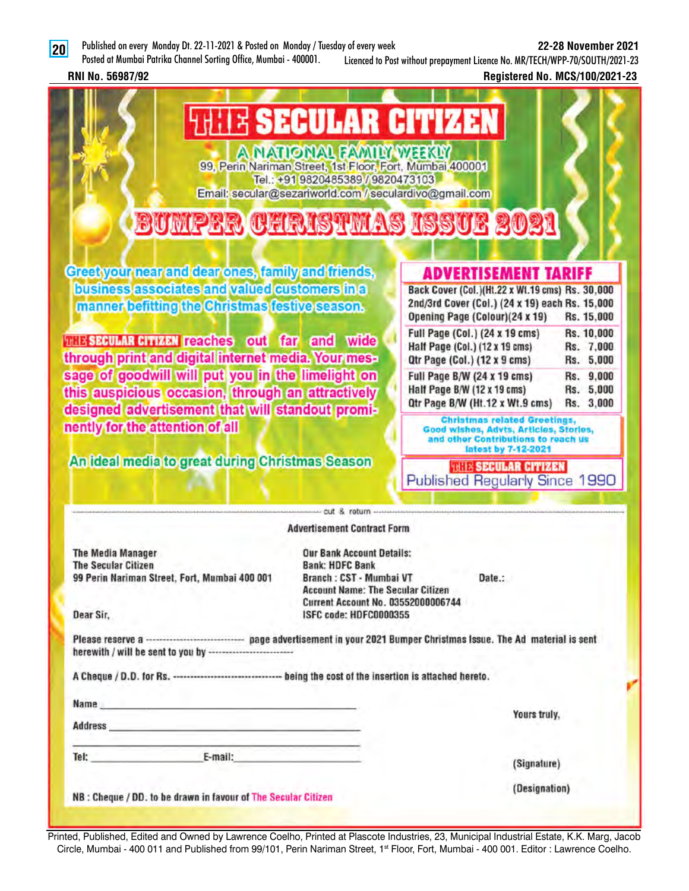Published on every Monday Dt. 22-11-2021 & Posted on Monday / Tuesday of every week — **22-28 November 2021**

Posted at Mumbai Patrika Channel Sorting Office, Mumbai - 400001. Licenced to Post without prepayment Licence No. MR/TECH/WPP-70/SOUTH/2021-23

**RNI No. 56987/92** — **Registered No. MCS/100/2021-23**

# THE SECULAR CITIZEN

## A NATIONAL FAMILY WEEKLY

99, Perin Nariman Street, 1st Floor, Fort, Mumbai 400001
Tel.: +91 9820485389 / 9820473103
Email: secular@sezariworld.com / seculardivo@gmail.com

# BUMPER CHRISTMAS ISSUE 2021

Greet your near and dear ones, family and friends, business associates and valued customers in a manner befitting the Christmas festive season.

THE SECULAR CITIZEN reaches out far and wide through print and digital internet media. Your message of goodwill will put you in the limelight on this auspicious occasion, through an attractively designed advertisement that will standout prominently for the attention of all

An ideal media to great during Christmas Season

## ADVERTISEMENT TARIFF

| | |
|---|---|
| Back Cover (Col.)(Ht.22 x Wt.19 cms) | Rs. 30,000 |
| 2nd/3rd Cover (Col.) (24 x 19) each | Rs. 15,000 |
| Opening Page (Colour)(24 x 19) | Rs. 15,000 |
| Full Page (Col.) (24 x 19 cms) | Rs. 10,000 |
| Half Page (Col.) (12 x 19 cms) | Rs. 7,000 |
| Qtr Page (Col.) (12 x 9 cms) | Rs. 5,000 |
| Full Page B/W (24 x 19 cms) | Rs. 9,000 |
| Half Page B/W (12 x 19 cms) | Rs. 5,000 |
| Qtr Page B/W (Ht.12 x Wt.9 cms) | Rs. 3,000 |

Christmas related Greetings, Good wishes, Advts, Articles, Stories, and other Contributions to reach us latest by 7-12-2021

THE SECULAR CITIZEN Published Regularly Since 1990

--- cut & return ---

### Advertisement Contract Form

The Media Manager
The Secular Citizen
99 Perin Nariman Street, Fort, Mumbai 400 001

Our Bank Account Details:
Bank: HDFC Bank
Branch : CST - Mumbai VT
Account Name: The Secular Citizen
Current Account No. 03552000006744
ISFC code: HDFC0000355

Date.:

Dear Sir,

Please reserve a ---------------------------- page advertisement in your 2021 Bumper Christmas Issue. The Ad material is sent herewith / will be sent to you by -------------------------

A Cheque / D.D. for Rs. ------------------------------- being the cost of the insertion is attached hereto.

Name ______________________________

Address ______________________________

______________________________

Tel: ____________ E-mail: ____________

Yours truly,

(Signature)

(Designation)

NB : Cheque / DD. to be drawn in favour of The Secular Citizen

Printed, Published, Edited and Owned by Lawrence Coelho, Printed at Plascote Industries, 23, Municipal Industrial Estate, K.K. Marg, Jacob Circle, Mumbai - 400 011 and Published from 99/101, Perin Nariman Street, 1st Floor, Fort, Mumbai - 400 001. Editor : Lawrence Coelho.